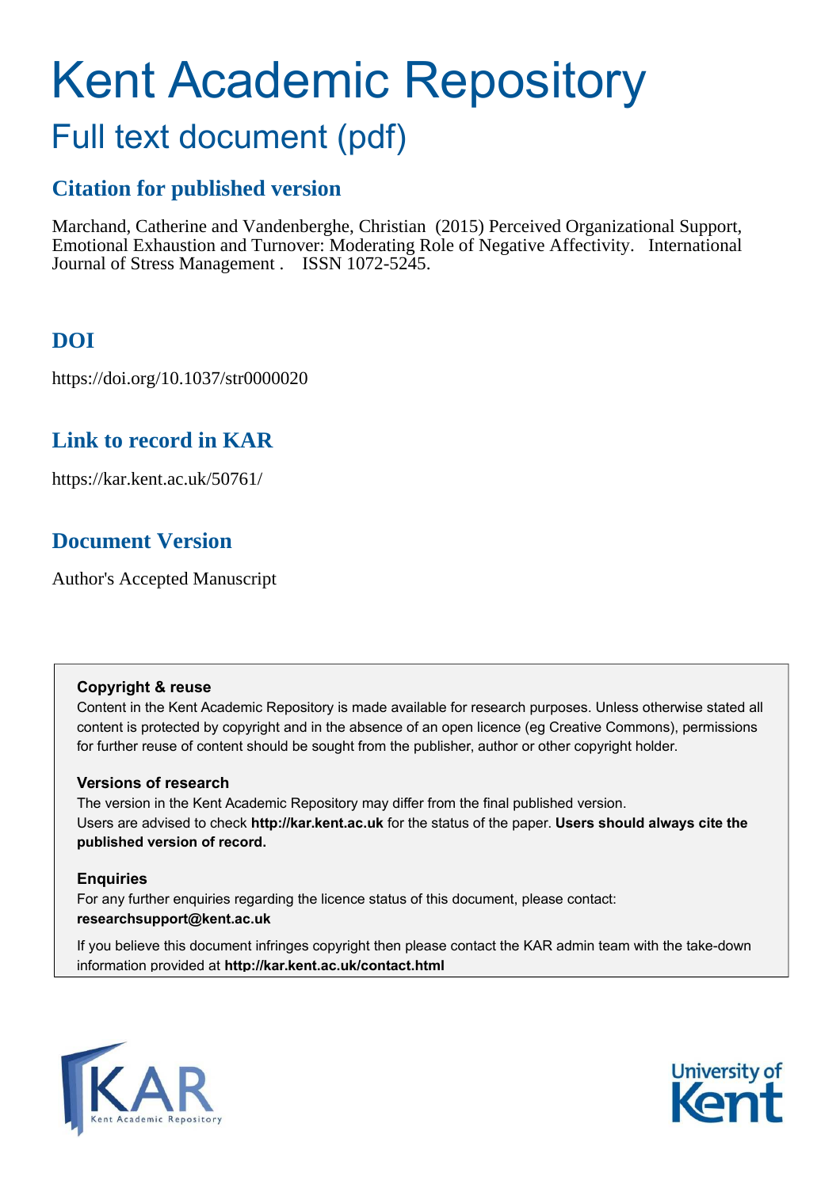# Kent Academic Repository

## Full text document (pdf)

### Citation for published version

Marchand, Catherine and Vandenberghe, Christian (2015) Perceived Organizational Support, Emotional Exhaustion and Turnover: Moderating Role of Negative Affectivity. International Journal of Stress Management . ISSN 1072-5245.

### DOI

https://doi.org/10.1037/str0000020

### Link to record in KAR

https://kar.kent.ac.uk/50761/

### Document Version

Author's Accepted Manuscript

**Copyright & reuse**

Content in the Kent Academic Repository is made available for research purposes. Unless otherwise stated all content is protected by copyright and in the absence of an open licence (eg Creative Commons), permissions for further reuse of content should be sought from the publisher, author or other copyright holder.

**Versions of research**

The version in the Kent Academic Repository may differ from the final published version. Users are advised to check **http://kar.kent.ac.uk** for the status of the paper. **Users should always cite the published version of record.**

**Enquiries**

For any further enquiries regarding the licence status of this document, please contact: **researchsupport@kent.ac.uk**

If you believe this document infringes copyright then please contact the KAR admin team with the take-down information provided at **http://kar.kent.ac.uk/contact.html**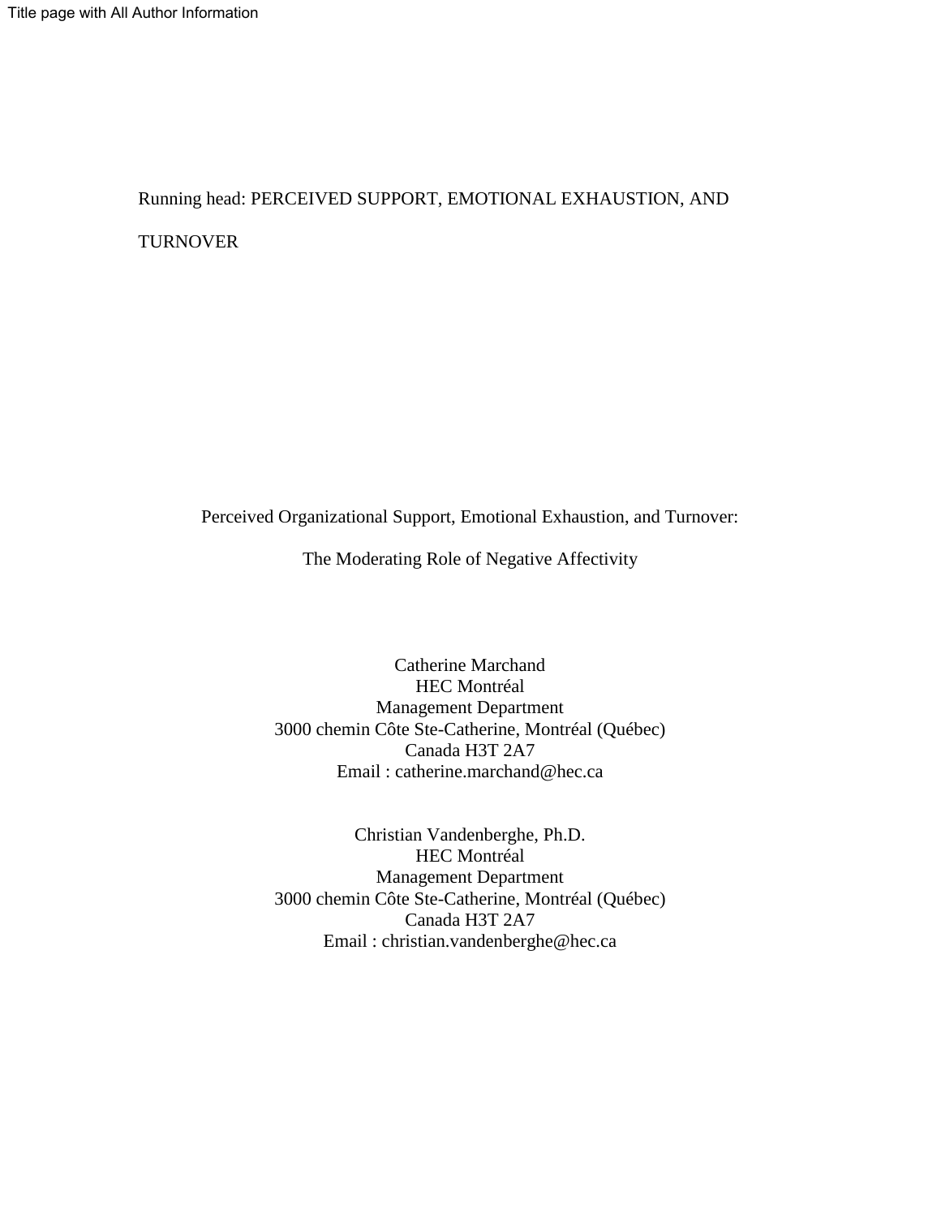Title page with All Author Information

Running head: PERCEIVED SUPPORT, EMOTIONAL EXHAUSTION, AND TURNOVER

# Perceived Organizational Support, Emotional Exhaustion, and Turnover: The Moderating Role of Negative Affectivity

Catherine Marchand
HEC Montréal
Management Department
3000 chemin Côte Ste-Catherine, Montréal (Québec)
Canada H3T 2A7
Email : catherine.marchand@hec.ca

Christian Vandenberghe, Ph.D.
HEC Montréal
Management Department
3000 chemin Côte Ste-Catherine, Montréal (Québec)
Canada H3T 2A7
Email : christian.vandenberghe@hec.ca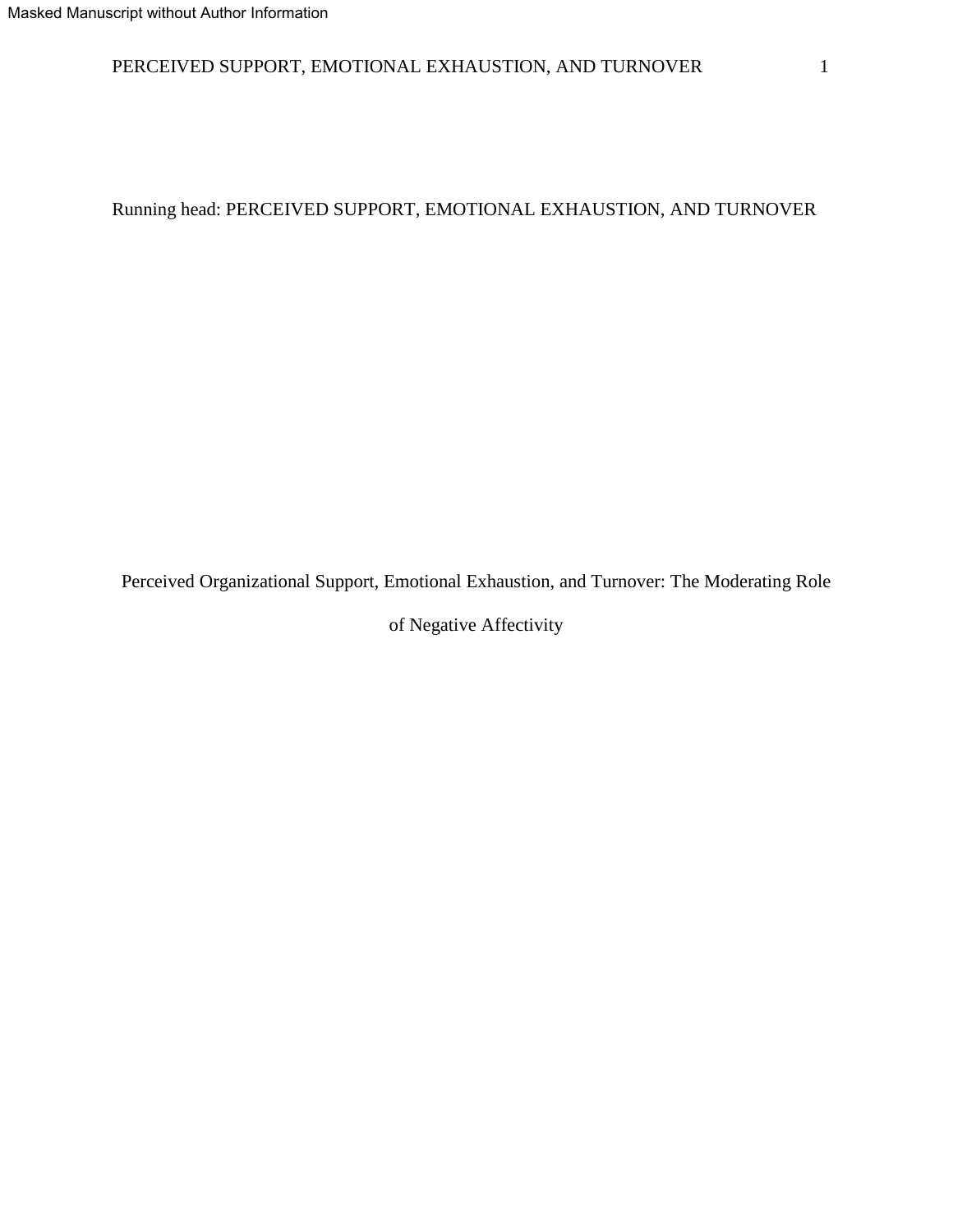Masked Manuscript without Author Information

Running head: PERCEIVED SUPPORT, EMOTIONAL EXHAUSTION, AND TURNOVER

# Perceived Organizational Support, Emotional Exhaustion, and Turnover: The Moderating Role of Negative Affectivity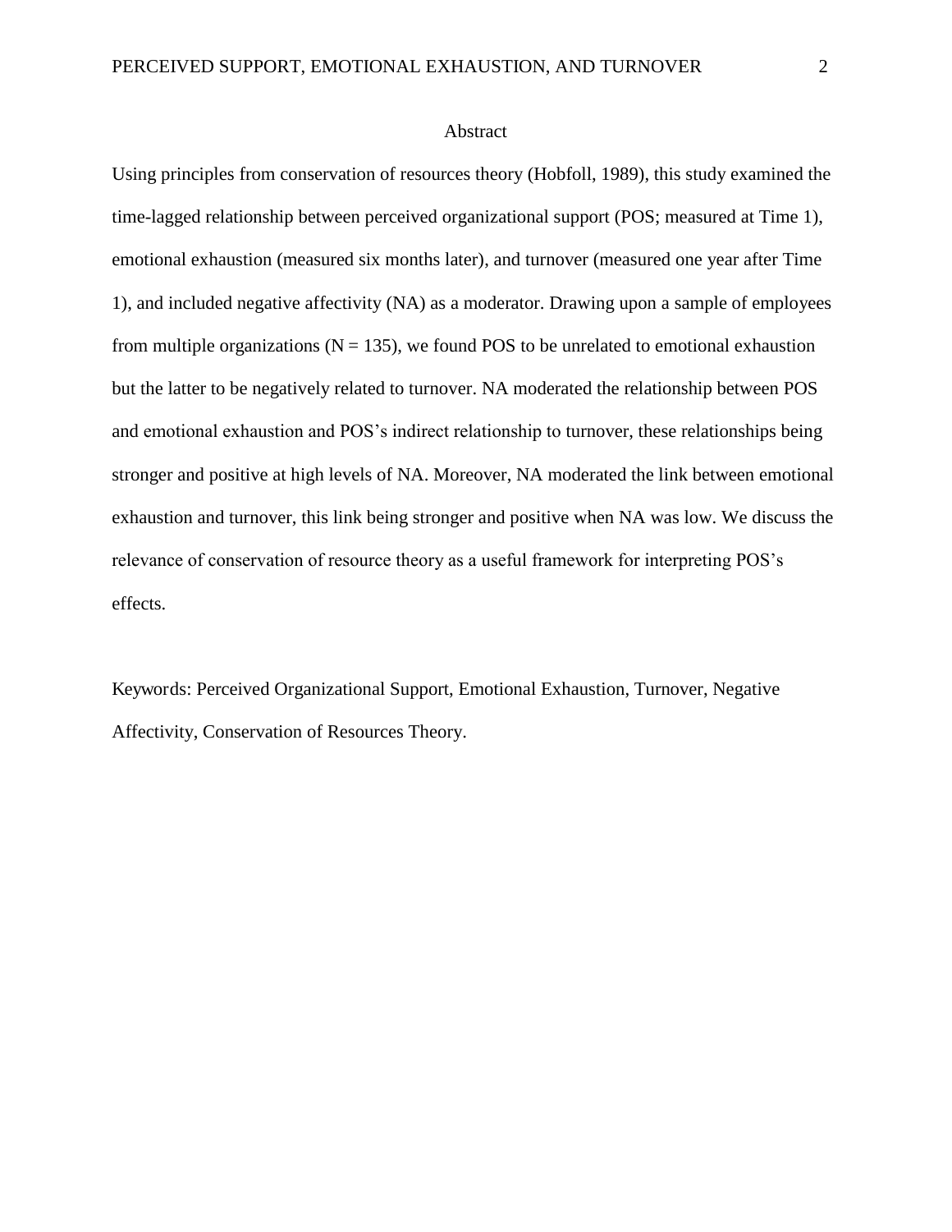## Abstract

Using principles from conservation of resources theory (Hobfoll, 1989), this study examined the time-lagged relationship between perceived organizational support (POS; measured at Time 1), emotional exhaustion (measured six months later), and turnover (measured one year after Time 1), and included negative affectivity (NA) as a moderator. Drawing upon a sample of employees from multiple organizations ($N = 135$), we found POS to be unrelated to emotional exhaustion but the latter to be negatively related to turnover. NA moderated the relationship between POS and emotional exhaustion and POS's indirect relationship to turnover, these relationships being stronger and positive at high levels of NA. Moreover, NA moderated the link between emotional exhaustion and turnover, this link being stronger and positive when NA was low. We discuss the relevance of conservation of resource theory as a useful framework for interpreting POS's effects.

Keywords: Perceived Organizational Support, Emotional Exhaustion, Turnover, Negative Affectivity, Conservation of Resources Theory.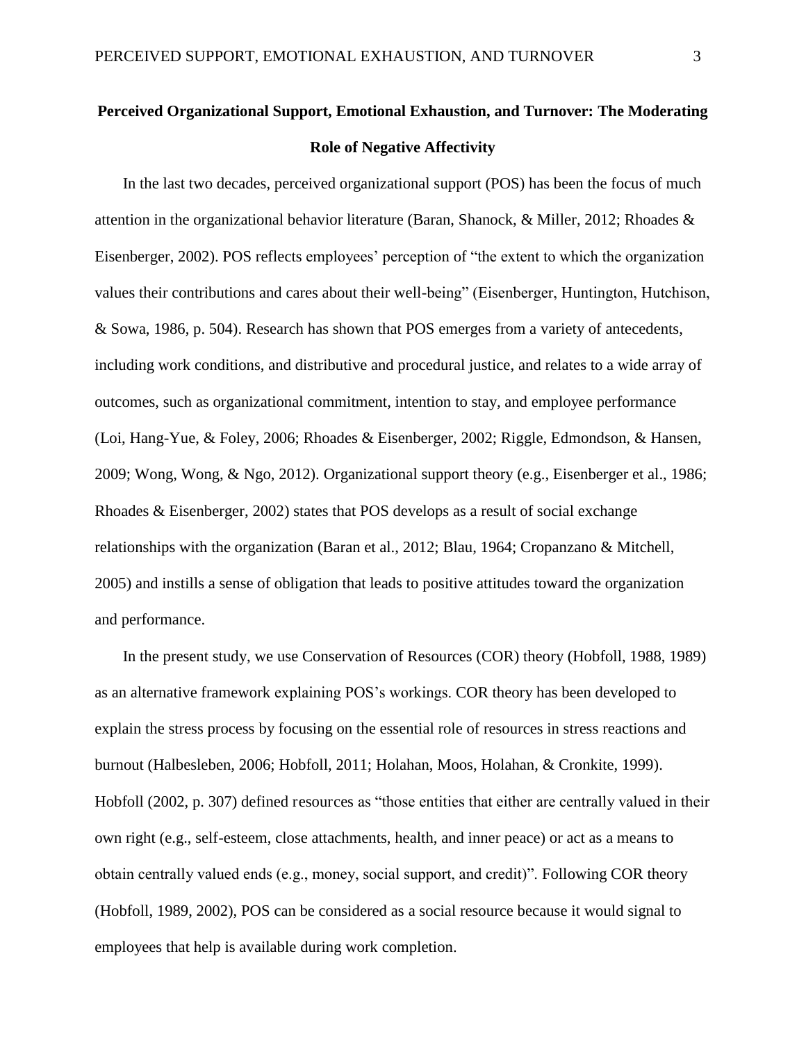## Perceived Organizational Support, Emotional Exhaustion, and Turnover: The Moderating Role of Negative Affectivity

In the last two decades, perceived organizational support (POS) has been the focus of much attention in the organizational behavior literature (Baran, Shanock, & Miller, 2012; Rhoades & Eisenberger, 2002). POS reflects employees' perception of "the extent to which the organization values their contributions and cares about their well-being" (Eisenberger, Huntington, Hutchison, & Sowa, 1986, p. 504). Research has shown that POS emerges from a variety of antecedents, including work conditions, and distributive and procedural justice, and relates to a wide array of outcomes, such as organizational commitment, intention to stay, and employee performance (Loi, Hang-Yue, & Foley, 2006; Rhoades & Eisenberger, 2002; Riggle, Edmondson, & Hansen, 2009; Wong, Wong, & Ngo, 2012). Organizational support theory (e.g., Eisenberger et al., 1986; Rhoades & Eisenberger, 2002) states that POS develops as a result of social exchange relationships with the organization (Baran et al., 2012; Blau, 1964; Cropanzano & Mitchell, 2005) and instills a sense of obligation that leads to positive attitudes toward the organization and performance.

In the present study, we use Conservation of Resources (COR) theory (Hobfoll, 1988, 1989) as an alternative framework explaining POS's workings. COR theory has been developed to explain the stress process by focusing on the essential role of resources in stress reactions and burnout (Halbesleben, 2006; Hobfoll, 2011; Holahan, Moos, Holahan, & Cronkite, 1999). Hobfoll (2002, p. 307) defined resources as "those entities that either are centrally valued in their own right (e.g., self-esteem, close attachments, health, and inner peace) or act as a means to obtain centrally valued ends (e.g., money, social support, and credit)". Following COR theory (Hobfoll, 1989, 2002), POS can be considered as a social resource because it would signal to employees that help is available during work completion.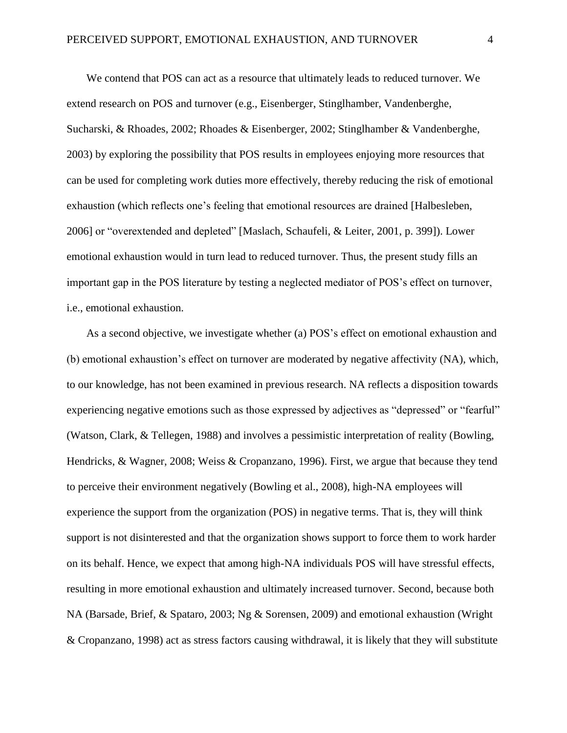We contend that POS can act as a resource that ultimately leads to reduced turnover. We extend research on POS and turnover (e.g., Eisenberger, Stinglhamber, Vandenberghe, Sucharski, & Rhoades, 2002; Rhoades & Eisenberger, 2002; Stinglhamber & Vandenberghe, 2003) by exploring the possibility that POS results in employees enjoying more resources that can be used for completing work duties more effectively, thereby reducing the risk of emotional exhaustion (which reflects one's feeling that emotional resources are drained [Halbesleben, 2006] or "overextended and depleted" [Maslach, Schaufeli, & Leiter, 2001, p. 399]). Lower emotional exhaustion would in turn lead to reduced turnover. Thus, the present study fills an important gap in the POS literature by testing a neglected mediator of POS's effect on turnover, i.e., emotional exhaustion.

As a second objective, we investigate whether (a) POS's effect on emotional exhaustion and (b) emotional exhaustion's effect on turnover are moderated by negative affectivity (NA), which, to our knowledge, has not been examined in previous research. NA reflects a disposition towards experiencing negative emotions such as those expressed by adjectives as "depressed" or "fearful" (Watson, Clark, & Tellegen, 1988) and involves a pessimistic interpretation of reality (Bowling, Hendricks, & Wagner, 2008; Weiss & Cropanzano, 1996). First, we argue that because they tend to perceive their environment negatively (Bowling et al., 2008), high-NA employees will experience the support from the organization (POS) in negative terms. That is, they will think support is not disinterested and that the organization shows support to force them to work harder on its behalf. Hence, we expect that among high-NA individuals POS will have stressful effects, resulting in more emotional exhaustion and ultimately increased turnover. Second, because both NA (Barsade, Brief, & Spataro, 2003; Ng & Sorensen, 2009) and emotional exhaustion (Wright & Cropanzano, 1998) act as stress factors causing withdrawal, it is likely that they will substitute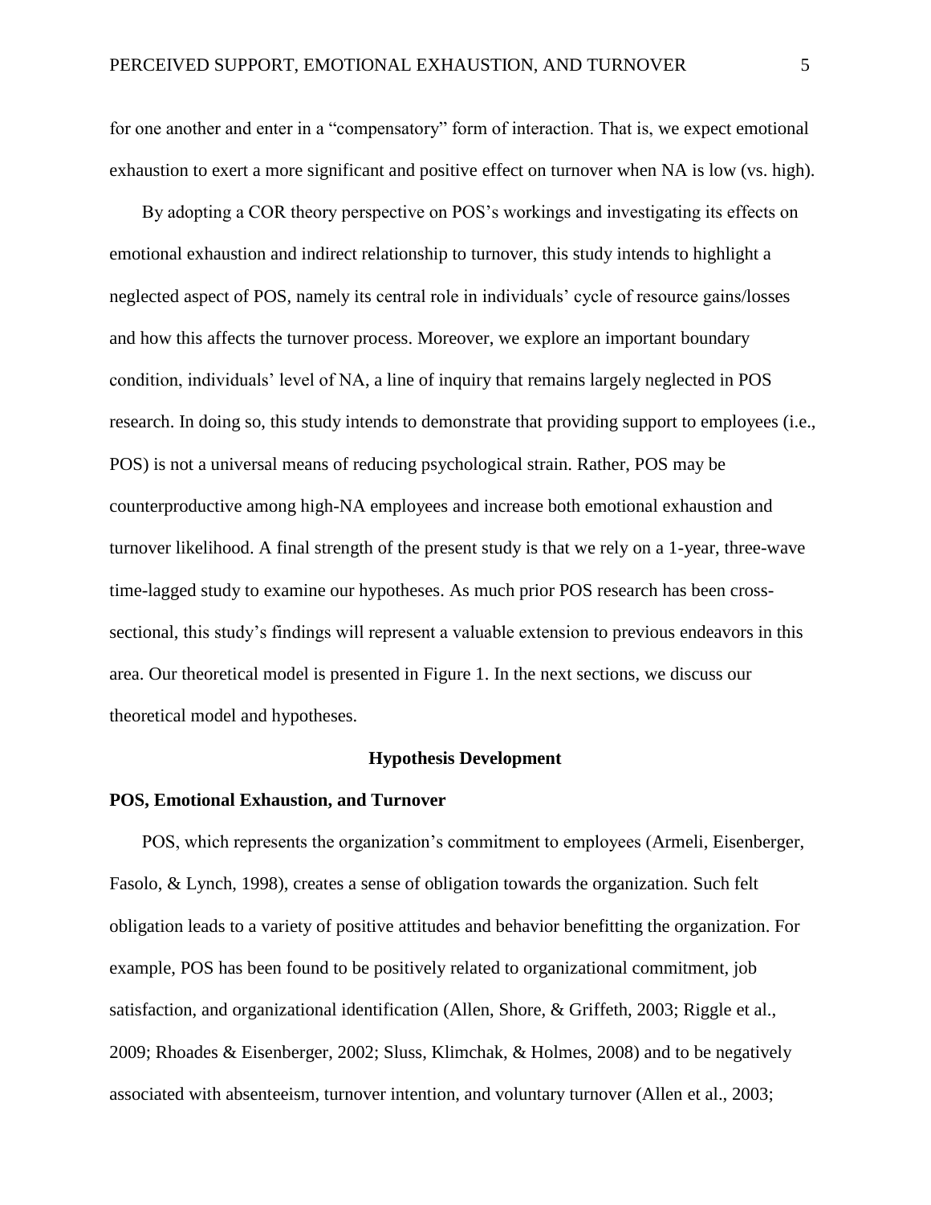for one another and enter in a “compensatory” form of interaction. That is, we expect emotional exhaustion to exert a more significant and positive effect on turnover when NA is low (vs. high).

By adopting a COR theory perspective on POS’s workings and investigating its effects on emotional exhaustion and indirect relationship to turnover, this study intends to highlight a neglected aspect of POS, namely its central role in individuals’ cycle of resource gains/losses and how this affects the turnover process. Moreover, we explore an important boundary condition, individuals’ level of NA, a line of inquiry that remains largely neglected in POS research. In doing so, this study intends to demonstrate that providing support to employees (i.e., POS) is not a universal means of reducing psychological strain. Rather, POS may be counterproductive among high-NA employees and increase both emotional exhaustion and turnover likelihood. A final strength of the present study is that we rely on a 1-year, three-wave time-lagged study to examine our hypotheses. As much prior POS research has been cross-sectional, this study’s findings will represent a valuable extension to previous endeavors in this area. Our theoretical model is presented in Figure 1. In the next sections, we discuss our theoretical model and hypotheses.

## Hypothesis Development

### POS, Emotional Exhaustion, and Turnover

POS, which represents the organization’s commitment to employees (Armeli, Eisenberger, Fasolo, & Lynch, 1998), creates a sense of obligation towards the organization. Such felt obligation leads to a variety of positive attitudes and behavior benefitting the organization. For example, POS has been found to be positively related to organizational commitment, job satisfaction, and organizational identification (Allen, Shore, & Griffeth, 2003; Riggle et al., 2009; Rhoades & Eisenberger, 2002; Sluss, Klimchak, & Holmes, 2008) and to be negatively associated with absenteeism, turnover intention, and voluntary turnover (Allen et al., 2003;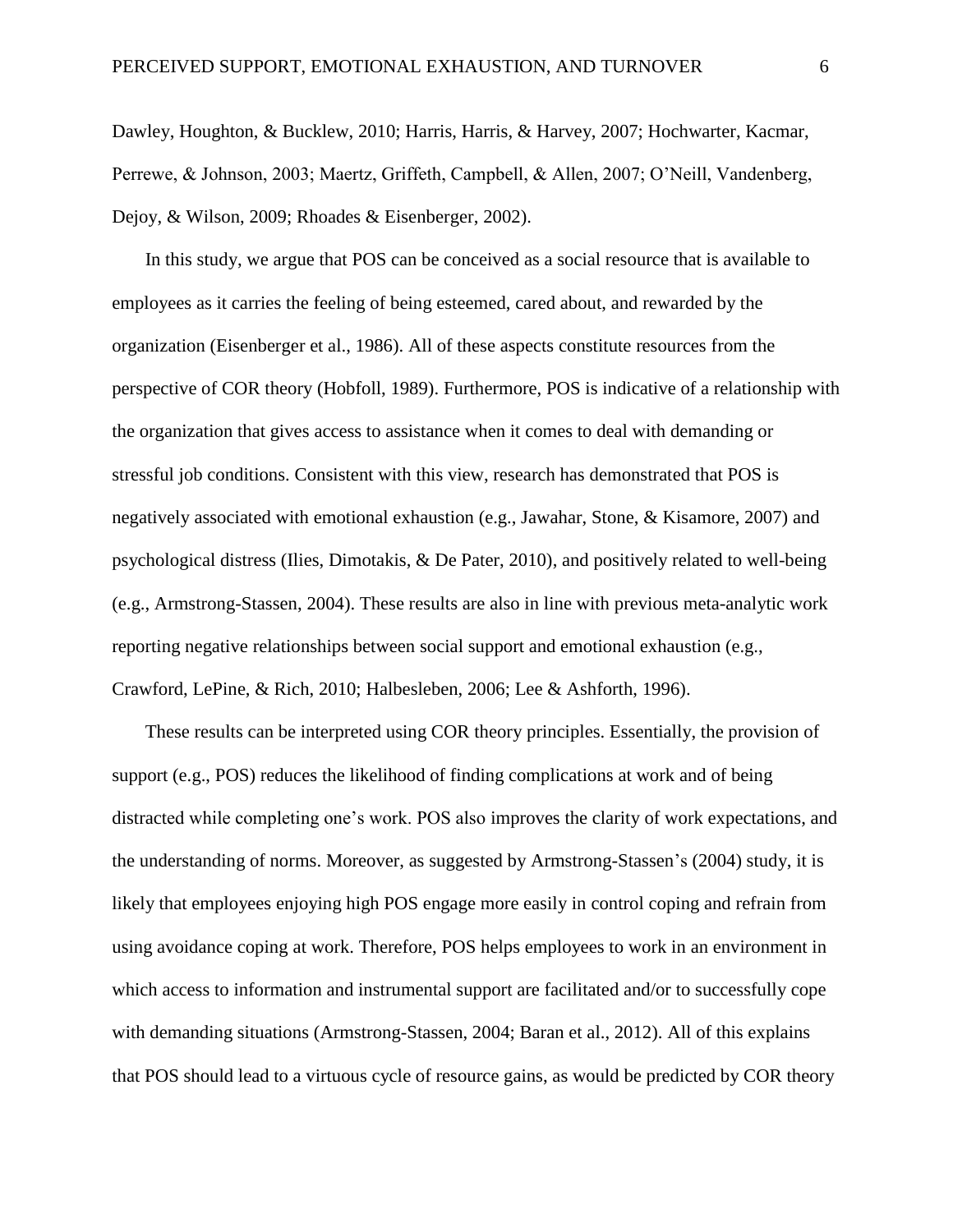Dawley, Houghton, & Bucklew, 2010; Harris, Harris, & Harvey, 2007; Hochwarter, Kacmar, Perrewe, & Johnson, 2003; Maertz, Griffeth, Campbell, & Allen, 2007; O'Neill, Vandenberg, Dejoy, & Wilson, 2009; Rhoades & Eisenberger, 2002).

In this study, we argue that POS can be conceived as a social resource that is available to employees as it carries the feeling of being esteemed, cared about, and rewarded by the organization (Eisenberger et al., 1986). All of these aspects constitute resources from the perspective of COR theory (Hobfoll, 1989). Furthermore, POS is indicative of a relationship with the organization that gives access to assistance when it comes to deal with demanding or stressful job conditions. Consistent with this view, research has demonstrated that POS is negatively associated with emotional exhaustion (e.g., Jawahar, Stone, & Kisamore, 2007) and psychological distress (Ilies, Dimotakis, & De Pater, 2010), and positively related to well-being (e.g., Armstrong-Stassen, 2004). These results are also in line with previous meta-analytic work reporting negative relationships between social support and emotional exhaustion (e.g., Crawford, LePine, & Rich, 2010; Halbesleben, 2006; Lee & Ashforth, 1996).

These results can be interpreted using COR theory principles. Essentially, the provision of support (e.g., POS) reduces the likelihood of finding complications at work and of being distracted while completing one's work. POS also improves the clarity of work expectations, and the understanding of norms. Moreover, as suggested by Armstrong-Stassen's (2004) study, it is likely that employees enjoying high POS engage more easily in control coping and refrain from using avoidance coping at work. Therefore, POS helps employees to work in an environment in which access to information and instrumental support are facilitated and/or to successfully cope with demanding situations (Armstrong-Stassen, 2004; Baran et al., 2012). All of this explains that POS should lead to a virtuous cycle of resource gains, as would be predicted by COR theory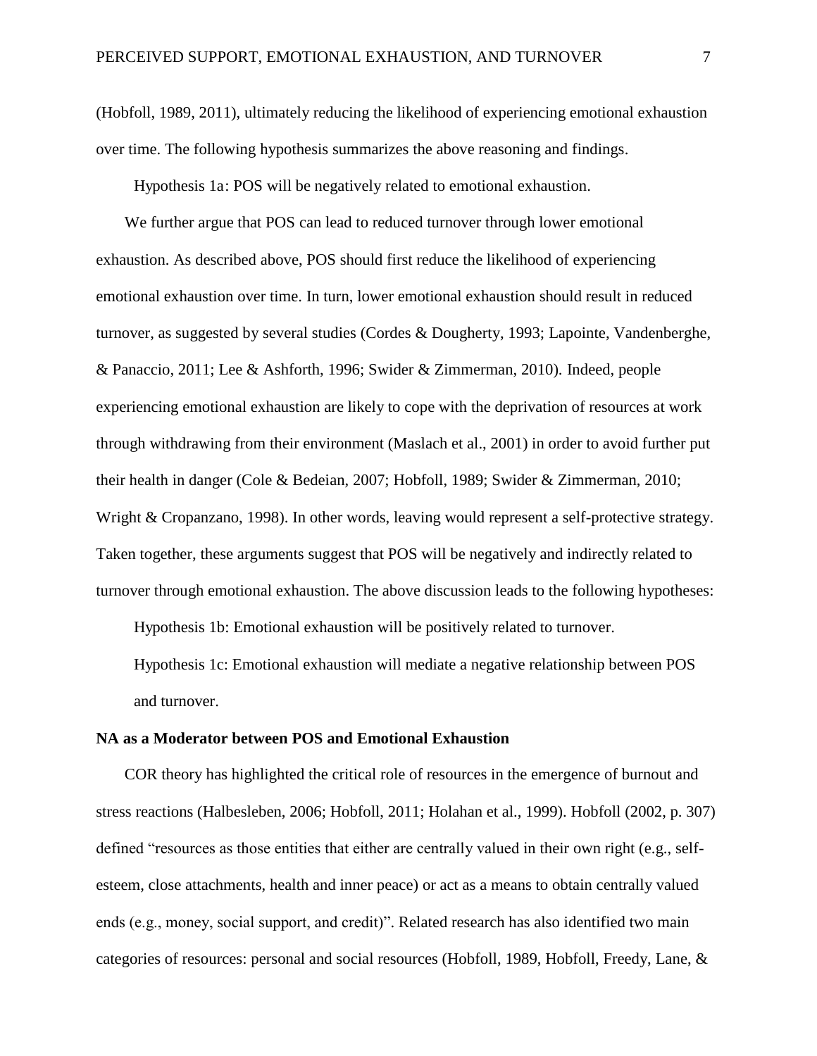(Hobfoll, 1989, 2011), ultimately reducing the likelihood of experiencing emotional exhaustion over time. The following hypothesis summarizes the above reasoning and findings.

Hypothesis 1a: POS will be negatively related to emotional exhaustion.

We further argue that POS can lead to reduced turnover through lower emotional exhaustion. As described above, POS should first reduce the likelihood of experiencing emotional exhaustion over time. In turn, lower emotional exhaustion should result in reduced turnover, as suggested by several studies (Cordes & Dougherty, 1993; Lapointe, Vandenberghe, & Panaccio, 2011; Lee & Ashforth, 1996; Swider & Zimmerman, 2010). Indeed, people experiencing emotional exhaustion are likely to cope with the deprivation of resources at work through withdrawing from their environment (Maslach et al., 2001) in order to avoid further put their health in danger (Cole & Bedeian, 2007; Hobfoll, 1989; Swider & Zimmerman, 2010; Wright & Cropanzano, 1998). In other words, leaving would represent a self-protective strategy. Taken together, these arguments suggest that POS will be negatively and indirectly related to turnover through emotional exhaustion. The above discussion leads to the following hypotheses:

Hypothesis 1b: Emotional exhaustion will be positively related to turnover.

Hypothesis 1c: Emotional exhaustion will mediate a negative relationship between POS and turnover.

**NA as a Moderator between POS and Emotional Exhaustion**

COR theory has highlighted the critical role of resources in the emergence of burnout and stress reactions (Halbesleben, 2006; Hobfoll, 2011; Holahan et al., 1999). Hobfoll (2002, p. 307) defined "resources as those entities that either are centrally valued in their own right (e.g., self-esteem, close attachments, health and inner peace) or act as a means to obtain centrally valued ends (e.g., money, social support, and credit)". Related research has also identified two main categories of resources: personal and social resources (Hobfoll, 1989, Hobfoll, Freedy, Lane, &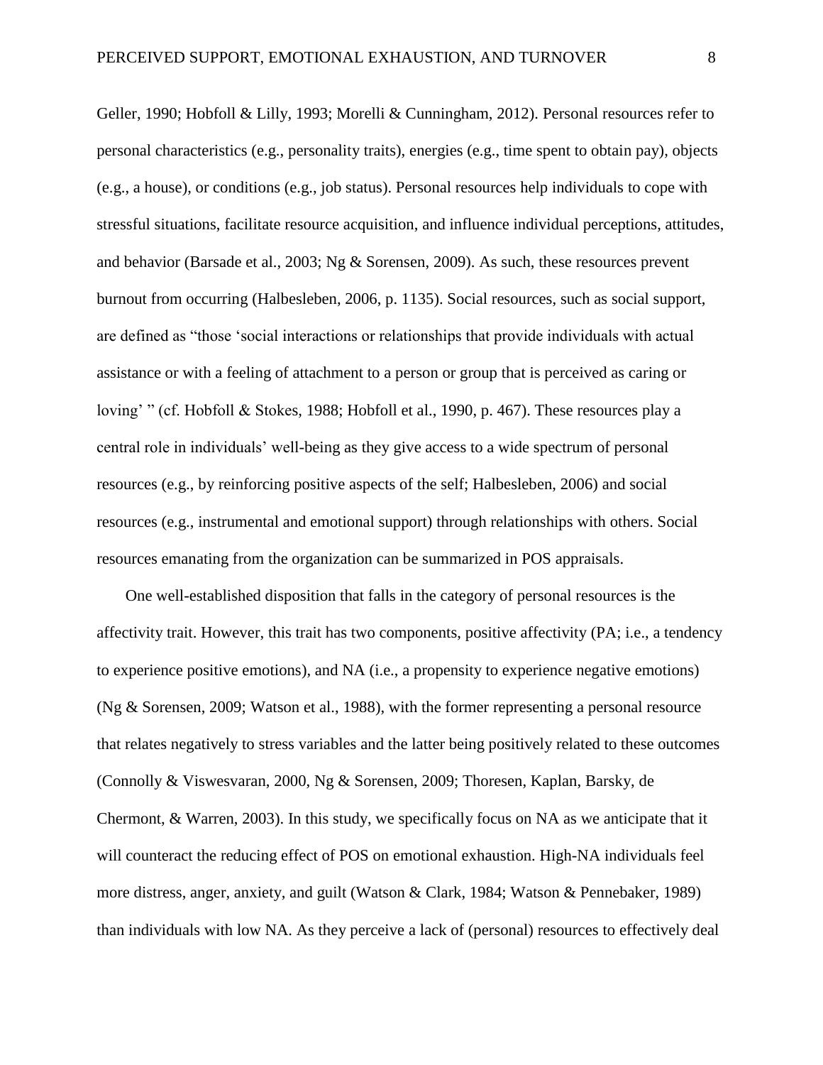Geller, 1990; Hobfoll & Lilly, 1993; Morelli & Cunningham, 2012). Personal resources refer to personal characteristics (e.g., personality traits), energies (e.g., time spent to obtain pay), objects (e.g., a house), or conditions (e.g., job status). Personal resources help individuals to cope with stressful situations, facilitate resource acquisition, and influence individual perceptions, attitudes, and behavior (Barsade et al., 2003; Ng & Sorensen, 2009). As such, these resources prevent burnout from occurring (Halbesleben, 2006, p. 1135). Social resources, such as social support, are defined as "those 'social interactions or relationships that provide individuals with actual assistance or with a feeling of attachment to a person or group that is perceived as caring or loving' " (cf. Hobfoll & Stokes, 1988; Hobfoll et al., 1990, p. 467). These resources play a central role in individuals' well-being as they give access to a wide spectrum of personal resources (e.g., by reinforcing positive aspects of the self; Halbesleben, 2006) and social resources (e.g., instrumental and emotional support) through relationships with others. Social resources emanating from the organization can be summarized in POS appraisals.

One well-established disposition that falls in the category of personal resources is the affectivity trait. However, this trait has two components, positive affectivity (PA; i.e., a tendency to experience positive emotions), and NA (i.e., a propensity to experience negative emotions) (Ng & Sorensen, 2009; Watson et al., 1988), with the former representing a personal resource that relates negatively to stress variables and the latter being positively related to these outcomes (Connolly & Viswesvaran, 2000, Ng & Sorensen, 2009; Thoresen, Kaplan, Barsky, de Chermont, & Warren, 2003). In this study, we specifically focus on NA as we anticipate that it will counteract the reducing effect of POS on emotional exhaustion. High-NA individuals feel more distress, anger, anxiety, and guilt (Watson & Clark, 1984; Watson & Pennebaker, 1989) than individuals with low NA. As they perceive a lack of (personal) resources to effectively deal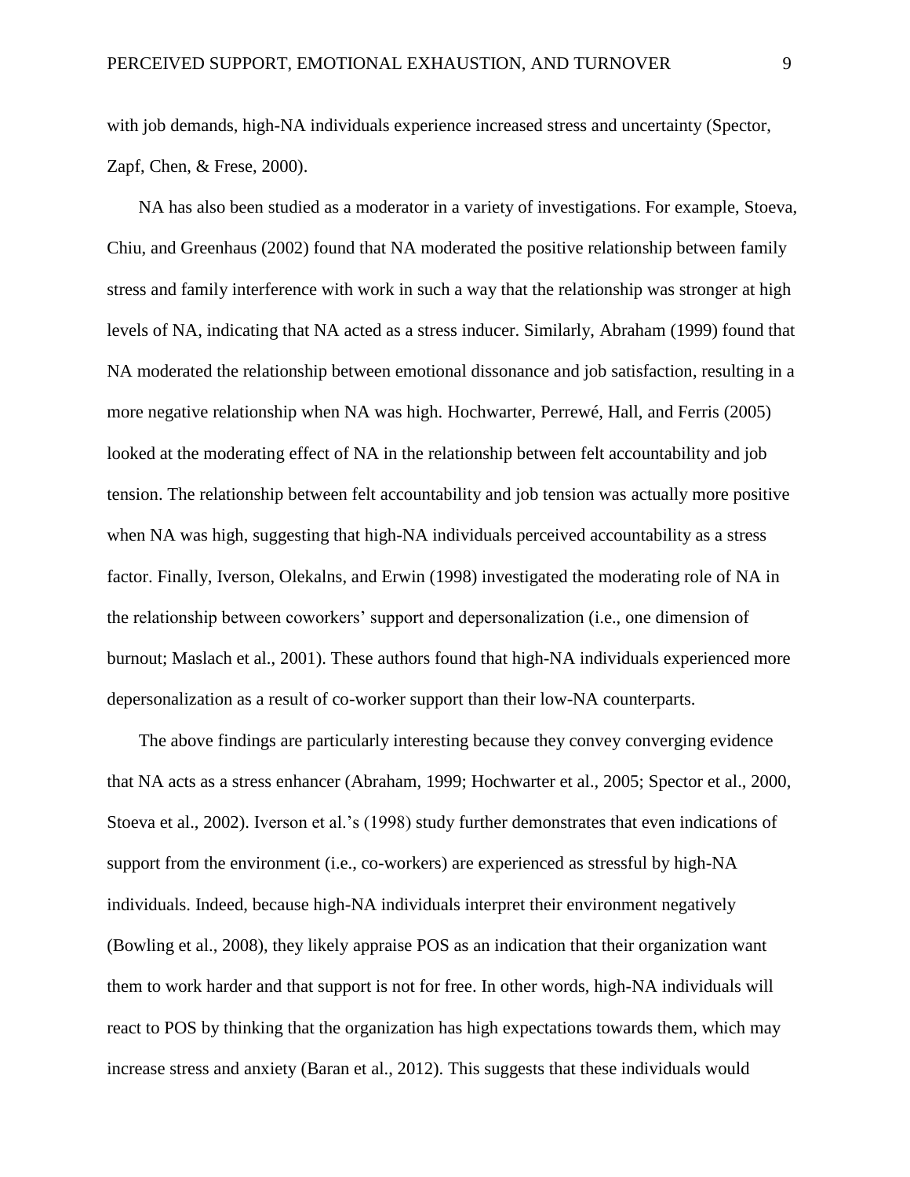with job demands, high-NA individuals experience increased stress and uncertainty (Spector, Zapf, Chen, & Frese, 2000).

NA has also been studied as a moderator in a variety of investigations. For example, Stoeva, Chiu, and Greenhaus (2002) found that NA moderated the positive relationship between family stress and family interference with work in such a way that the relationship was stronger at high levels of NA, indicating that NA acted as a stress inducer. Similarly, Abraham (1999) found that NA moderated the relationship between emotional dissonance and job satisfaction, resulting in a more negative relationship when NA was high. Hochwarter, Perrewé, Hall, and Ferris (2005) looked at the moderating effect of NA in the relationship between felt accountability and job tension. The relationship between felt accountability and job tension was actually more positive when NA was high, suggesting that high-NA individuals perceived accountability as a stress factor. Finally, Iverson, Olekalns, and Erwin (1998) investigated the moderating role of NA in the relationship between coworkers' support and depersonalization (i.e., one dimension of burnout; Maslach et al., 2001). These authors found that high-NA individuals experienced more depersonalization as a result of co-worker support than their low-NA counterparts.

The above findings are particularly interesting because they convey converging evidence that NA acts as a stress enhancer (Abraham, 1999; Hochwarter et al., 2005; Spector et al., 2000, Stoeva et al., 2002). Iverson et al.'s (1998) study further demonstrates that even indications of support from the environment (i.e., co-workers) are experienced as stressful by high-NA individuals. Indeed, because high-NA individuals interpret their environment negatively (Bowling et al., 2008), they likely appraise POS as an indication that their organization want them to work harder and that support is not for free. In other words, high-NA individuals will react to POS by thinking that the organization has high expectations towards them, which may increase stress and anxiety (Baran et al., 2012). This suggests that these individuals would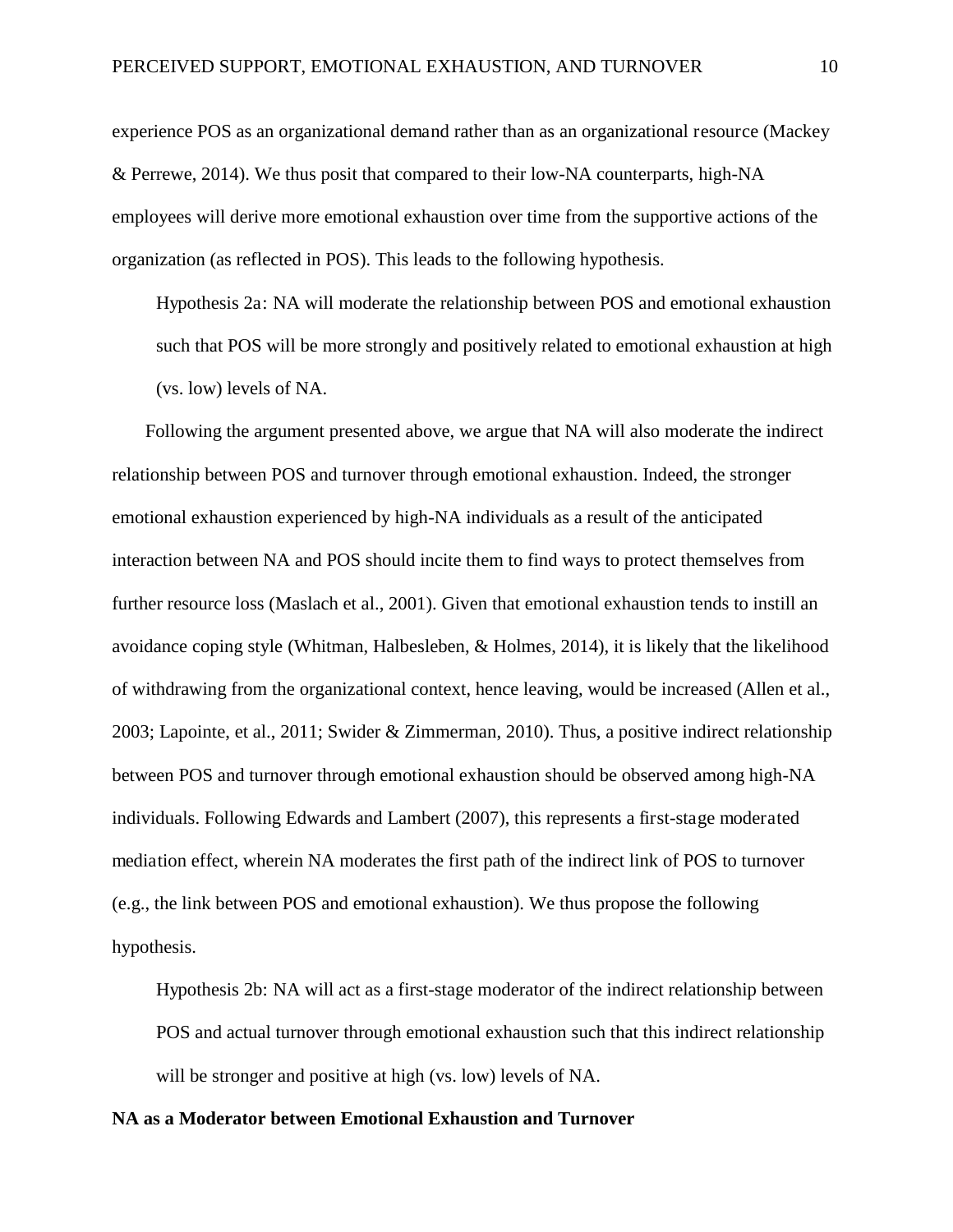experience POS as an organizational demand rather than as an organizational resource (Mackey & Perrewe, 2014). We thus posit that compared to their low-NA counterparts, high-NA employees will derive more emotional exhaustion over time from the supportive actions of the organization (as reflected in POS). This leads to the following hypothesis.

> Hypothesis 2a: NA will moderate the relationship between POS and emotional exhaustion such that POS will be more strongly and positively related to emotional exhaustion at high (vs. low) levels of NA.

Following the argument presented above, we argue that NA will also moderate the indirect relationship between POS and turnover through emotional exhaustion. Indeed, the stronger emotional exhaustion experienced by high-NA individuals as a result of the anticipated interaction between NA and POS should incite them to find ways to protect themselves from further resource loss (Maslach et al., 2001). Given that emotional exhaustion tends to instill an avoidance coping style (Whitman, Halbesleben, & Holmes, 2014), it is likely that the likelihood of withdrawing from the organizational context, hence leaving, would be increased (Allen et al., 2003; Lapointe, et al., 2011; Swider & Zimmerman, 2010). Thus, a positive indirect relationship between POS and turnover through emotional exhaustion should be observed among high-NA individuals. Following Edwards and Lambert (2007), this represents a first-stage moderated mediation effect, wherein NA moderates the first path of the indirect link of POS to turnover (e.g., the link between POS and emotional exhaustion). We thus propose the following hypothesis.

> Hypothesis 2b: NA will act as a first-stage moderator of the indirect relationship between POS and actual turnover through emotional exhaustion such that this indirect relationship will be stronger and positive at high (vs. low) levels of NA.

**NA as a Moderator between Emotional Exhaustion and Turnover**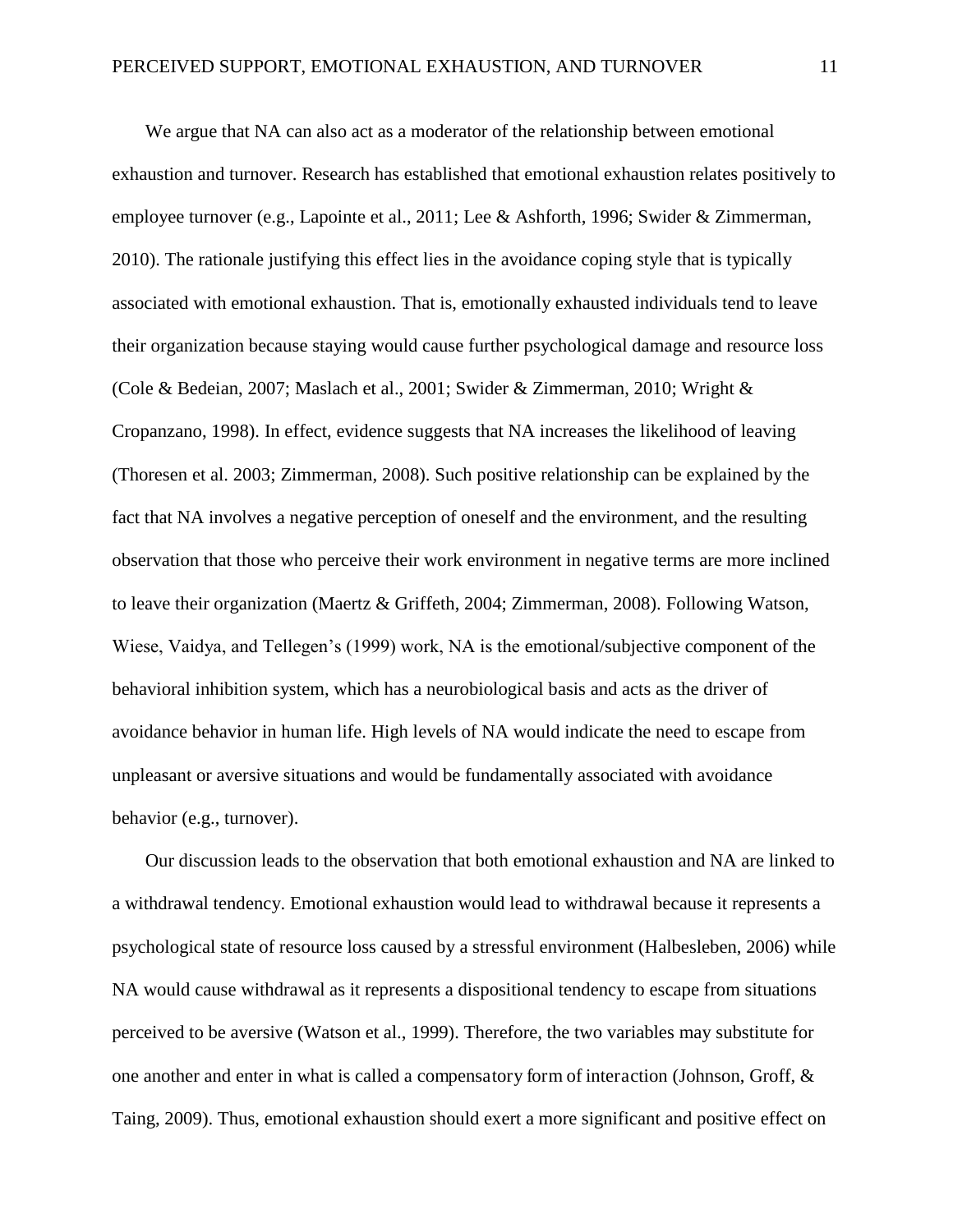We argue that NA can also act as a moderator of the relationship between emotional exhaustion and turnover. Research has established that emotional exhaustion relates positively to employee turnover (e.g., Lapointe et al., 2011; Lee & Ashforth, 1996; Swider & Zimmerman, 2010). The rationale justifying this effect lies in the avoidance coping style that is typically associated with emotional exhaustion. That is, emotionally exhausted individuals tend to leave their organization because staying would cause further psychological damage and resource loss (Cole & Bedeian, 2007; Maslach et al., 2001; Swider & Zimmerman, 2010; Wright & Cropanzano, 1998). In effect, evidence suggests that NA increases the likelihood of leaving (Thoresen et al. 2003; Zimmerman, 2008). Such positive relationship can be explained by the fact that NA involves a negative perception of oneself and the environment, and the resulting observation that those who perceive their work environment in negative terms are more inclined to leave their organization (Maertz & Griffeth, 2004; Zimmerman, 2008). Following Watson, Wiese, Vaidya, and Tellegen's (1999) work, NA is the emotional/subjective component of the behavioral inhibition system, which has a neurobiological basis and acts as the driver of avoidance behavior in human life. High levels of NA would indicate the need to escape from unpleasant or aversive situations and would be fundamentally associated with avoidance behavior (e.g., turnover).

Our discussion leads to the observation that both emotional exhaustion and NA are linked to a withdrawal tendency. Emotional exhaustion would lead to withdrawal because it represents a psychological state of resource loss caused by a stressful environment (Halbesleben, 2006) while NA would cause withdrawal as it represents a dispositional tendency to escape from situations perceived to be aversive (Watson et al., 1999). Therefore, the two variables may substitute for one another and enter in what is called a compensatory form of interaction (Johnson, Groff, & Taing, 2009). Thus, emotional exhaustion should exert a more significant and positive effect on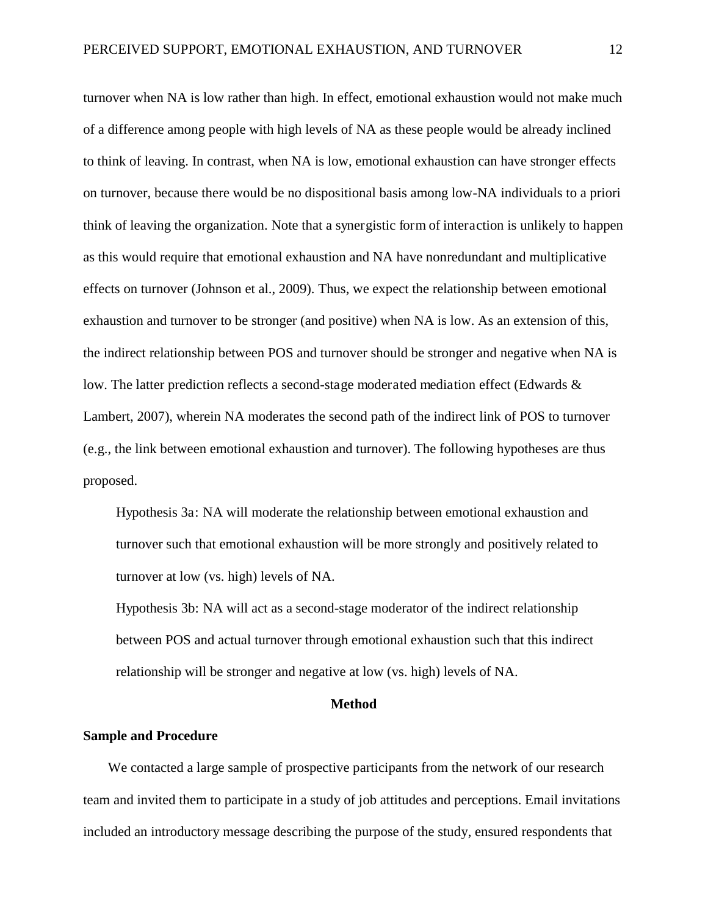turnover when NA is low rather than high. In effect, emotional exhaustion would not make much of a difference among people with high levels of NA as these people would be already inclined to think of leaving. In contrast, when NA is low, emotional exhaustion can have stronger effects on turnover, because there would be no dispositional basis among low-NA individuals to a priori think of leaving the organization. Note that a synergistic form of interaction is unlikely to happen as this would require that emotional exhaustion and NA have nonredundant and multiplicative effects on turnover (Johnson et al., 2009). Thus, we expect the relationship between emotional exhaustion and turnover to be stronger (and positive) when NA is low. As an extension of this, the indirect relationship between POS and turnover should be stronger and negative when NA is low. The latter prediction reflects a second-stage moderated mediation effect (Edwards & Lambert, 2007), wherein NA moderates the second path of the indirect link of POS to turnover (e.g., the link between emotional exhaustion and turnover). The following hypotheses are thus proposed.

> Hypothesis 3a: NA will moderate the relationship between emotional exhaustion and turnover such that emotional exhaustion will be more strongly and positively related to turnover at low (vs. high) levels of NA.
>
> Hypothesis 3b: NA will act as a second-stage moderator of the indirect relationship between POS and actual turnover through emotional exhaustion such that this indirect relationship will be stronger and negative at low (vs. high) levels of NA.

# Method

## Sample and Procedure

We contacted a large sample of prospective participants from the network of our research team and invited them to participate in a study of job attitudes and perceptions. Email invitations included an introductory message describing the purpose of the study, ensured respondents that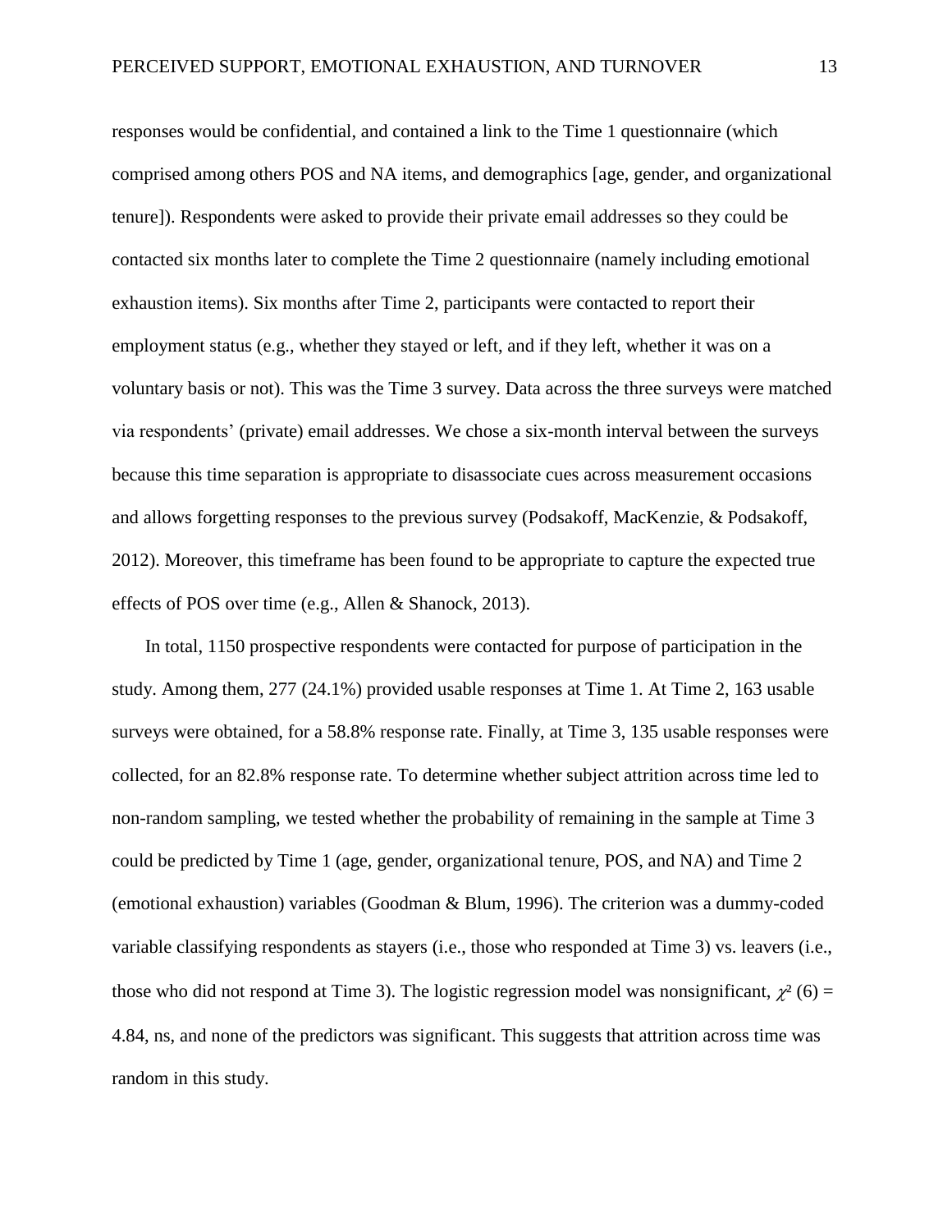responses would be confidential, and contained a link to the Time 1 questionnaire (which comprised among others POS and NA items, and demographics [age, gender, and organizational tenure]). Respondents were asked to provide their private email addresses so they could be contacted six months later to complete the Time 2 questionnaire (namely including emotional exhaustion items). Six months after Time 2, participants were contacted to report their employment status (e.g., whether they stayed or left, and if they left, whether it was on a voluntary basis or not). This was the Time 3 survey. Data across the three surveys were matched via respondents' (private) email addresses. We chose a six-month interval between the surveys because this time separation is appropriate to disassociate cues across measurement occasions and allows forgetting responses to the previous survey (Podsakoff, MacKenzie, & Podsakoff, 2012). Moreover, this timeframe has been found to be appropriate to capture the expected true effects of POS over time (e.g., Allen & Shanock, 2013).

In total, 1150 prospective respondents were contacted for purpose of participation in the study. Among them, 277 (24.1%) provided usable responses at Time 1. At Time 2, 163 usable surveys were obtained, for a 58.8% response rate. Finally, at Time 3, 135 usable responses were collected, for an 82.8% response rate. To determine whether subject attrition across time led to non-random sampling, we tested whether the probability of remaining in the sample at Time 3 could be predicted by Time 1 (age, gender, organizational tenure, POS, and NA) and Time 2 (emotional exhaustion) variables (Goodman & Blum, 1996). The criterion was a dummy-coded variable classifying respondents as stayers (i.e., those who responded at Time 3) vs. leavers (i.e., those who did not respond at Time 3). The logistic regression model was nonsignificant, $\chi^2$ (6) = 4.84, ns, and none of the predictors was significant. This suggests that attrition across time was random in this study.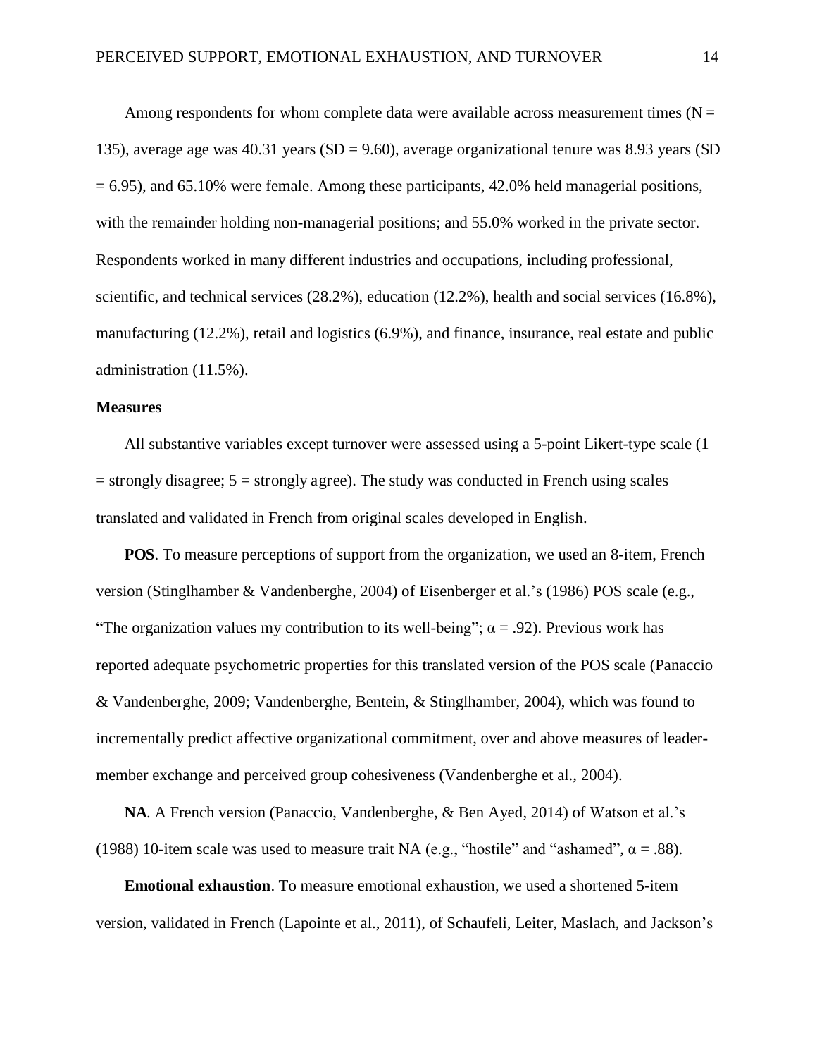Among respondents for whom complete data were available across measurement times ($N = 135$), average age was 40.31 years ($SD = 9.60$), average organizational tenure was 8.93 years ($SD = 6.95$), and 65.10% were female. Among these participants, 42.0% held managerial positions, with the remainder holding non-managerial positions; and 55.0% worked in the private sector. Respondents worked in many different industries and occupations, including professional, scientific, and technical services (28.2%), education (12.2%), health and social services (16.8%), manufacturing (12.2%), retail and logistics (6.9%), and finance, insurance, real estate and public administration (11.5%).

**Measures**

All substantive variables except turnover were assessed using a 5-point Likert-type scale (1 = strongly disagree; 5 = strongly agree). The study was conducted in French using scales translated and validated in French from original scales developed in English.

**POS**. To measure perceptions of support from the organization, we used an 8-item, French version (Stinglhamber & Vandenberghe, 2004) of Eisenberger et al.'s (1986) POS scale (e.g., "The organization values my contribution to its well-being"; $\alpha = .92$). Previous work has reported adequate psychometric properties for this translated version of the POS scale (Panaccio & Vandenberghe, 2009; Vandenberghe, Bentein, & Stinglhamber, 2004), which was found to incrementally predict affective organizational commitment, over and above measures of leader-member exchange and perceived group cohesiveness (Vandenberghe et al., 2004).

**NA***.* A French version (Panaccio, Vandenberghe, & Ben Ayed, 2014) of Watson et al.'s (1988) 10-item scale was used to measure trait NA (e.g., "hostile" and "ashamed", $\alpha = .88$).

**Emotional exhaustion**. To measure emotional exhaustion, we used a shortened 5-item version, validated in French (Lapointe et al., 2011), of Schaufeli, Leiter, Maslach, and Jackson's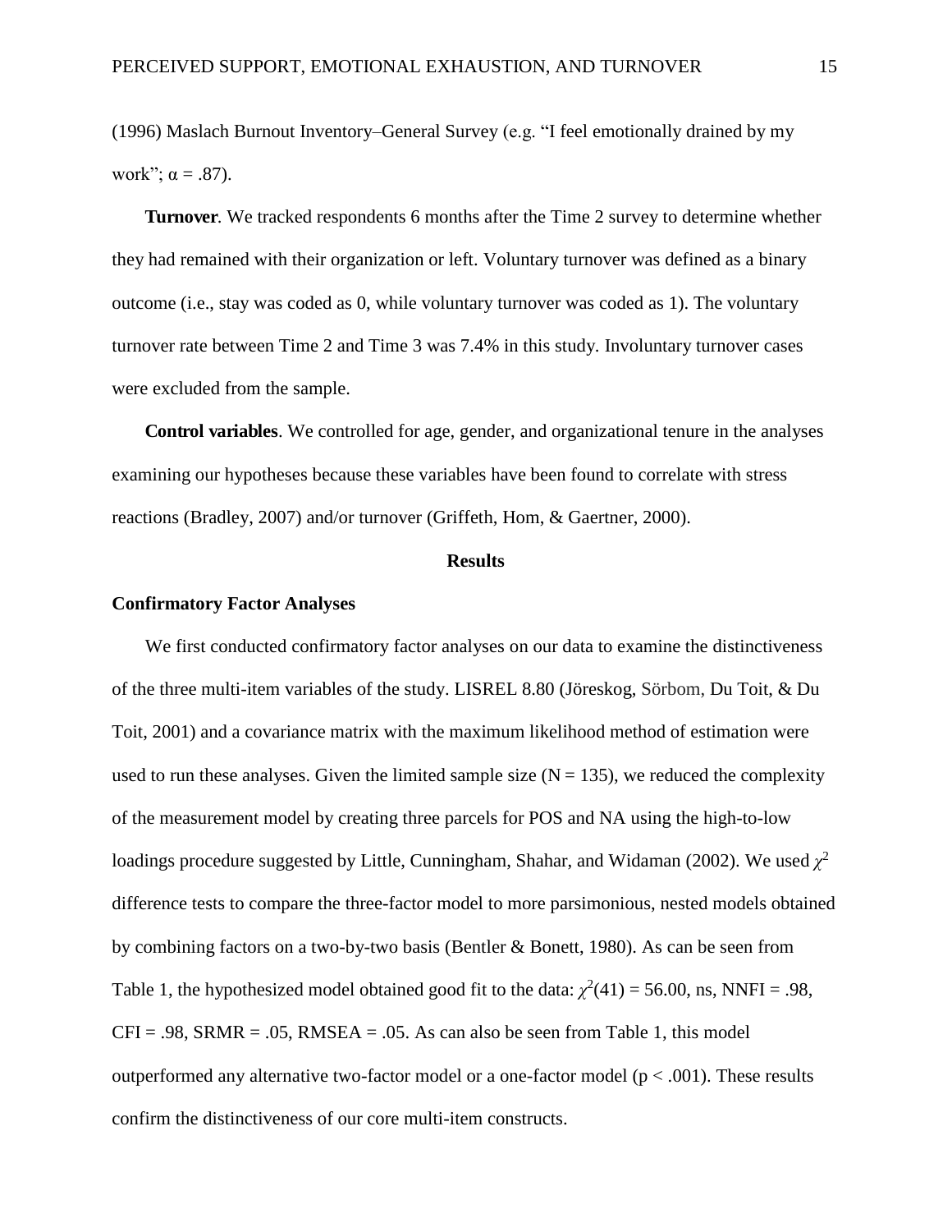(1996) Maslach Burnout Inventory–General Survey (e.g. “I feel emotionally drained by my work”; $\alpha = .87$).

**Turnover**. We tracked respondents 6 months after the Time 2 survey to determine whether they had remained with their organization or left. Voluntary turnover was defined as a binary outcome (i.e., stay was coded as 0, while voluntary turnover was coded as 1). The voluntary turnover rate between Time 2 and Time 3 was 7.4% in this study. Involuntary turnover cases were excluded from the sample.

**Control variables**. We controlled for age, gender, and organizational tenure in the analyses examining our hypotheses because these variables have been found to correlate with stress reactions (Bradley, 2007) and/or turnover (Griffeth, Hom, & Gaertner, 2000).

## Results

### Confirmatory Factor Analyses

We first conducted confirmatory factor analyses on our data to examine the distinctiveness of the three multi-item variables of the study. LISREL 8.80 (Jöreskog, Sörbom, Du Toit, & Du Toit, 2001) and a covariance matrix with the maximum likelihood method of estimation were used to run these analyses. Given the limited sample size ($N = 135$), we reduced the complexity of the measurement model by creating three parcels for POS and NA using the high-to-low loadings procedure suggested by Little, Cunningham, Shahar, and Widaman (2002). We used $\chi^2$ difference tests to compare the three-factor model to more parsimonious, nested models obtained by combining factors on a two-by-two basis (Bentler & Bonett, 1980). As can be seen from Table 1, the hypothesized model obtained good fit to the data: $\chi^2(41) = 56.00$, ns, NNFI = .98, CFI = .98, SRMR = .05, RMSEA = .05. As can also be seen from Table 1, this model outperformed any alternative two-factor model or a one-factor model ($p < .001$). These results confirm the distinctiveness of our core multi-item constructs.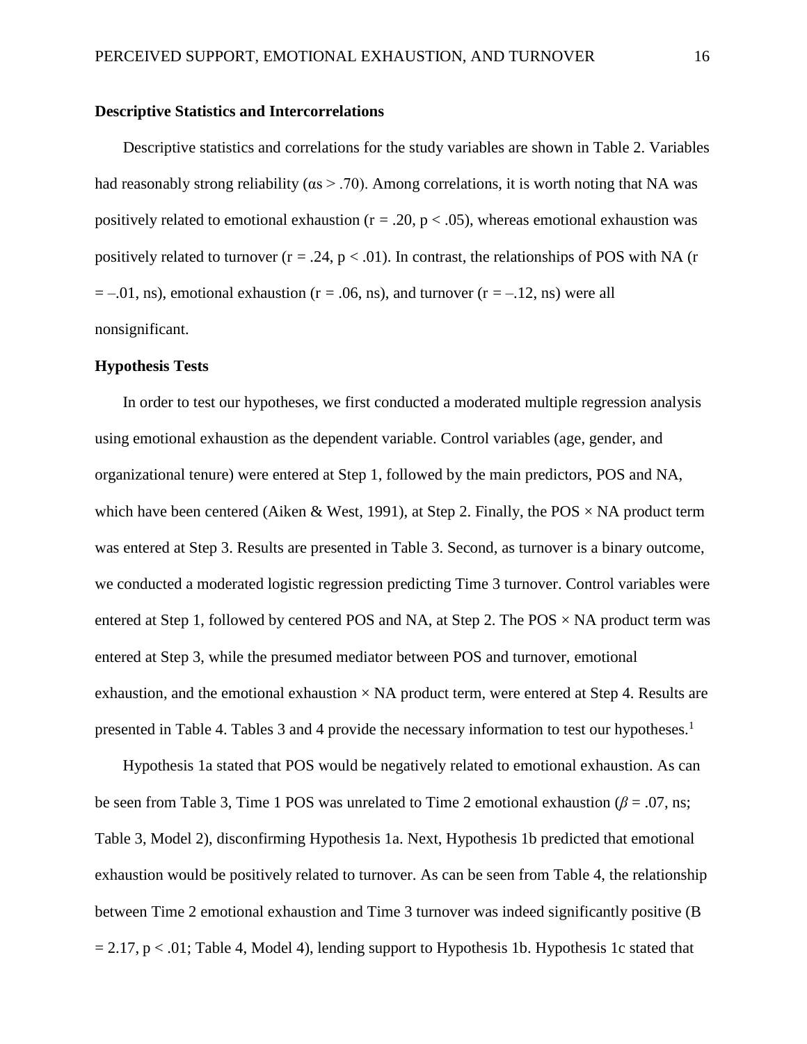### Descriptive Statistics and Intercorrelations

Descriptive statistics and correlations for the study variables are shown in Table 2. Variables had reasonably strong reliability ($\alpha s > .70$). Among correlations, it is worth noting that NA was positively related to emotional exhaustion ($r = .20$, $p < .05$), whereas emotional exhaustion was positively related to turnover ($r = .24$, $p < .01$). In contrast, the relationships of POS with NA ($r = –.01$, ns), emotional exhaustion ($r = .06$, ns), and turnover ($r = –.12$, ns) were all nonsignificant.

### Hypothesis Tests

In order to test our hypotheses, we first conducted a moderated multiple regression analysis using emotional exhaustion as the dependent variable. Control variables (age, gender, and organizational tenure) were entered at Step 1, followed by the main predictors, POS and NA, which have been centered (Aiken & West, 1991), at Step 2. Finally, the POS × NA product term was entered at Step 3. Results are presented in Table 3. Second, as turnover is a binary outcome, we conducted a moderated logistic regression predicting Time 3 turnover. Control variables were entered at Step 1, followed by centered POS and NA, at Step 2. The POS × NA product term was entered at Step 3, while the presumed mediator between POS and turnover, emotional exhaustion, and the emotional exhaustion × NA product term, were entered at Step 4. Results are presented in Table 4. Tables 3 and 4 provide the necessary information to test our hypotheses.[1]

Hypothesis 1a stated that POS would be negatively related to emotional exhaustion. As can be seen from Table 3, Time 1 POS was unrelated to Time 2 emotional exhaustion ($\beta = .07$, ns; Table 3, Model 2), disconfirming Hypothesis 1a. Next, Hypothesis 1b predicted that emotional exhaustion would be positively related to turnover. As can be seen from Table 4, the relationship between Time 2 emotional exhaustion and Time 3 turnover was indeed significantly positive ($B = 2.17$, $p < .01$; Table 4, Model 4), lending support to Hypothesis 1b. Hypothesis 1c stated that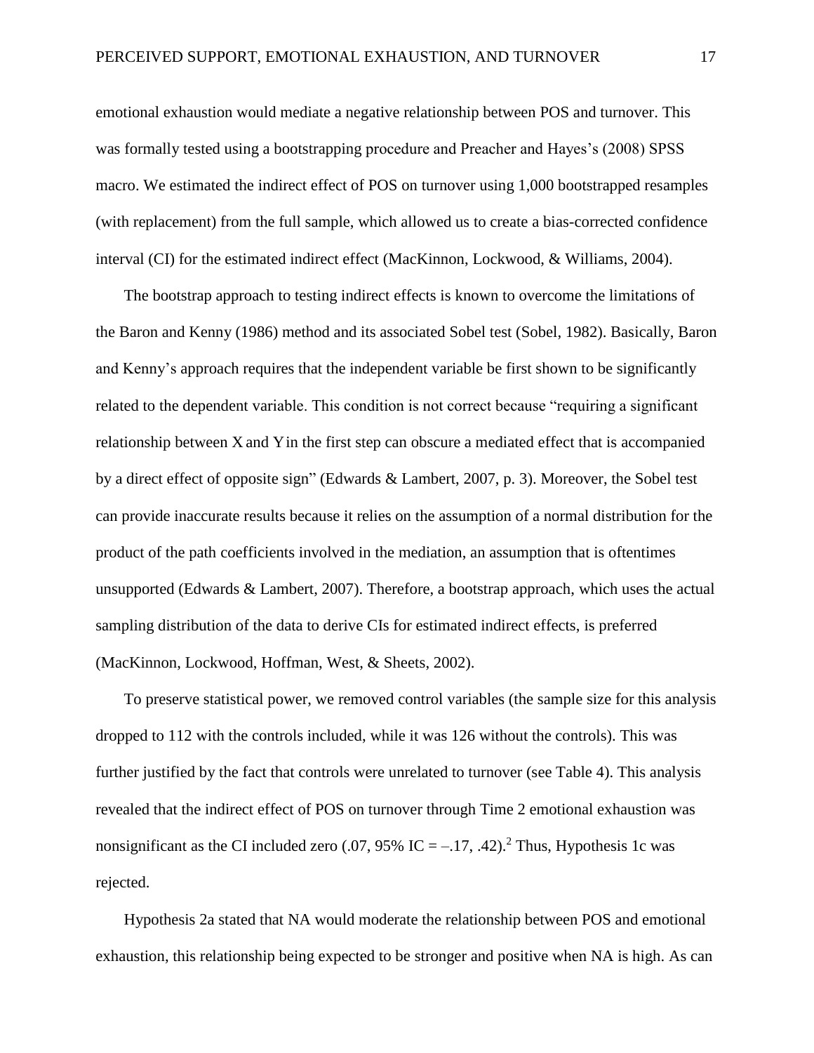emotional exhaustion would mediate a negative relationship between POS and turnover. This was formally tested using a bootstrapping procedure and Preacher and Hayes's (2008) SPSS macro. We estimated the indirect effect of POS on turnover using 1,000 bootstrapped resamples (with replacement) from the full sample, which allowed us to create a bias-corrected confidence interval (CI) for the estimated indirect effect (MacKinnon, Lockwood, & Williams, 2004).

The bootstrap approach to testing indirect effects is known to overcome the limitations of the Baron and Kenny (1986) method and its associated Sobel test (Sobel, 1982). Basically, Baron and Kenny's approach requires that the independent variable be first shown to be significantly related to the dependent variable. This condition is not correct because "requiring a significant relationship between *X* and *Y* in the first step can obscure a mediated effect that is accompanied by a direct effect of opposite sign" (Edwards & Lambert, 2007, p. 3). Moreover, the Sobel test can provide inaccurate results because it relies on the assumption of a normal distribution for the product of the path coefficients involved in the mediation, an assumption that is oftentimes unsupported (Edwards & Lambert, 2007). Therefore, a bootstrap approach, which uses the actual sampling distribution of the data to derive CIs for estimated indirect effects, is preferred (MacKinnon, Lockwood, Hoffman, West, & Sheets, 2002).

To preserve statistical power, we removed control variables (the sample size for this analysis dropped to 112 with the controls included, while it was 126 without the controls). This was further justified by the fact that controls were unrelated to turnover (see Table 4). This analysis revealed that the indirect effect of POS on turnover through Time 2 emotional exhaustion was nonsignificant as the CI included zero (.07, 95% IC = –.17, .42).[2] Thus, Hypothesis 1c was rejected.

Hypothesis 2a stated that NA would moderate the relationship between POS and emotional exhaustion, this relationship being expected to be stronger and positive when NA is high. As can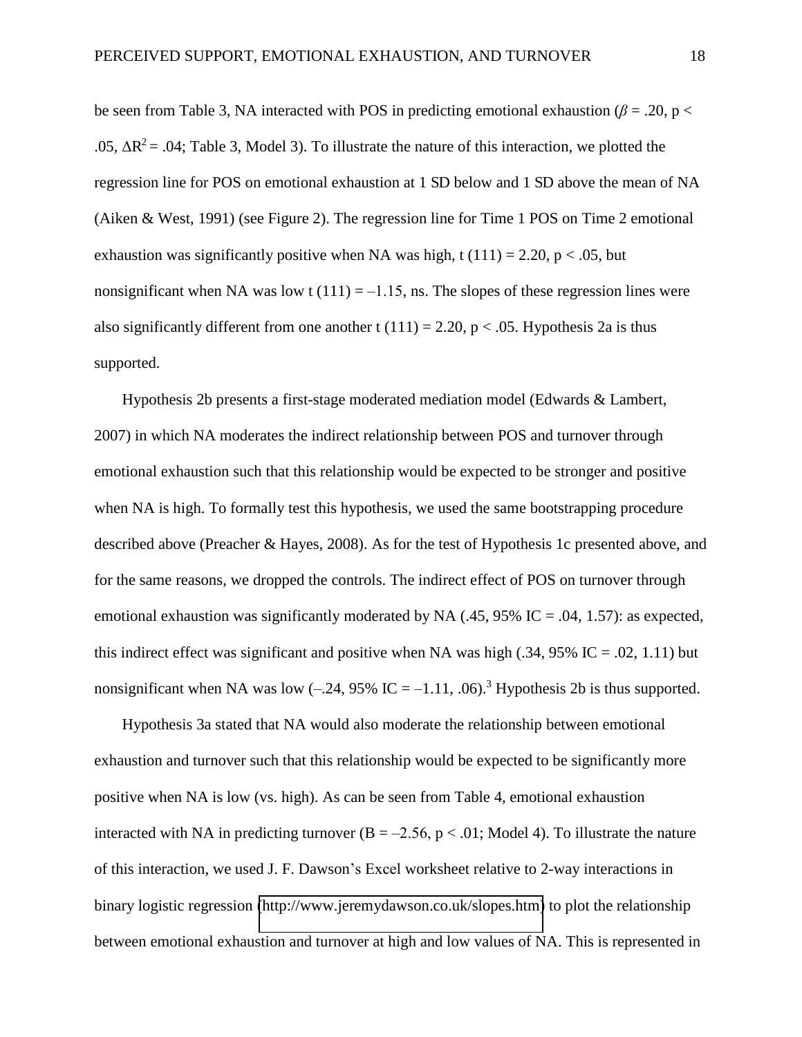be seen from Table 3, NA interacted with POS in predicting emotional exhaustion ($\beta = .20$, $p < .05$, $\Delta R^2 = .04$; Table 3, Model 3). To illustrate the nature of this interaction, we plotted the regression line for POS on emotional exhaustion at 1 SD below and 1 SD above the mean of NA (Aiken & West, 1991) (see Figure 2). The regression line for Time 1 POS on Time 2 emotional exhaustion was significantly positive when NA was high, $t\ (111) = 2.20$, $p < .05$, but nonsignificant when NA was low $t\ (111) = –1.15$, ns. The slopes of these regression lines were also significantly different from one another $t\ (111) = 2.20$, $p < .05$. Hypothesis 2a is thus supported.

Hypothesis 2b presents a first-stage moderated mediation model (Edwards & Lambert, 2007) in which NA moderates the indirect relationship between POS and turnover through emotional exhaustion such that this relationship would be expected to be stronger and positive when NA is high. To formally test this hypothesis, we used the same bootstrapping procedure described above (Preacher & Hayes, 2008). As for the test of Hypothesis 1c presented above, and for the same reasons, we dropped the controls. The indirect effect of POS on turnover through emotional exhaustion was significantly moderated by NA (.45, 95% IC = .04, 1.57): as expected, this indirect effect was significant and positive when NA was high (.34, 95% IC = .02, 1.11) but nonsignificant when NA was low (–.24, 95% IC = –1.11, .06).[3] Hypothesis 2b is thus supported.

Hypothesis 3a stated that NA would also moderate the relationship between emotional exhaustion and turnover such that this relationship would be expected to be significantly more positive when NA is low (vs. high). As can be seen from Table 4, emotional exhaustion interacted with NA in predicting turnover ($B = –2.56$, $p < .01$; Model 4). To illustrate the nature of this interaction, we used J. F. Dawson's Excel worksheet relative to 2-way interactions in binary logistic regression (http://www.jeremydawson.co.uk/slopes.htm) to plot the relationship between emotional exhaustion and turnover at high and low values of NA. This is represented in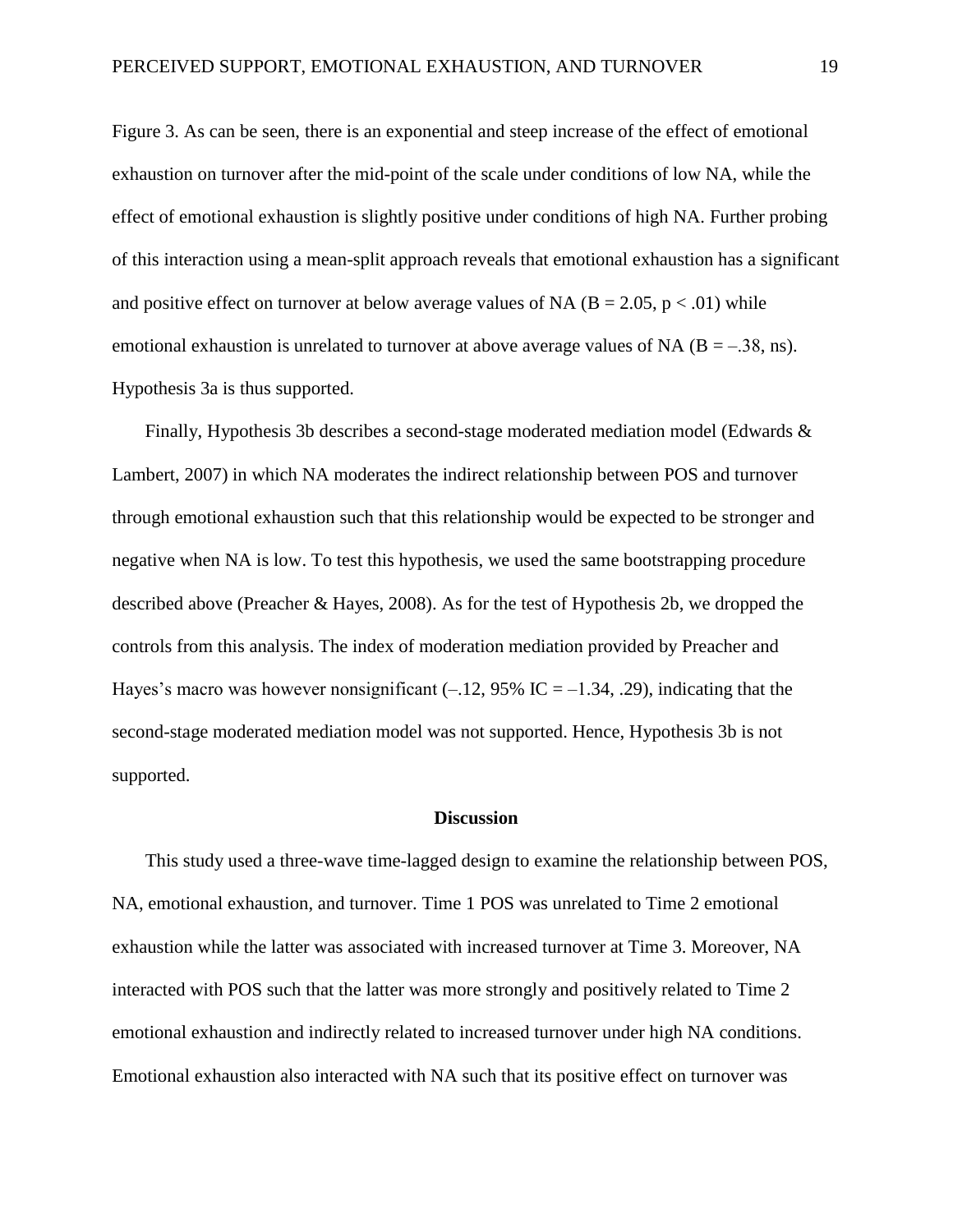Figure 3. As can be seen, there is an exponential and steep increase of the effect of emotional exhaustion on turnover after the mid-point of the scale under conditions of low NA, while the effect of emotional exhaustion is slightly positive under conditions of high NA. Further probing of this interaction using a mean-split approach reveals that emotional exhaustion has a significant and positive effect on turnover at below average values of NA ($B = 2.05$, $p < .01$) while emotional exhaustion is unrelated to turnover at above average values of NA ($B = –.38$, ns). Hypothesis 3a is thus supported.

Finally, Hypothesis 3b describes a second-stage moderated mediation model (Edwards & Lambert, 2007) in which NA moderates the indirect relationship between POS and turnover through emotional exhaustion such that this relationship would be expected to be stronger and negative when NA is low. To test this hypothesis, we used the same bootstrapping procedure described above (Preacher & Hayes, 2008). As for the test of Hypothesis 2b, we dropped the controls from this analysis. The index of moderation mediation provided by Preacher and Hayes's macro was however nonsignificant (–.12, 95% IC = –1.34, .29), indicating that the second-stage moderated mediation model was not supported. Hence, Hypothesis 3b is not supported.

## Discussion

This study used a three-wave time-lagged design to examine the relationship between POS, NA, emotional exhaustion, and turnover. Time 1 POS was unrelated to Time 2 emotional exhaustion while the latter was associated with increased turnover at Time 3. Moreover, NA interacted with POS such that the latter was more strongly and positively related to Time 2 emotional exhaustion and indirectly related to increased turnover under high NA conditions. Emotional exhaustion also interacted with NA such that its positive effect on turnover was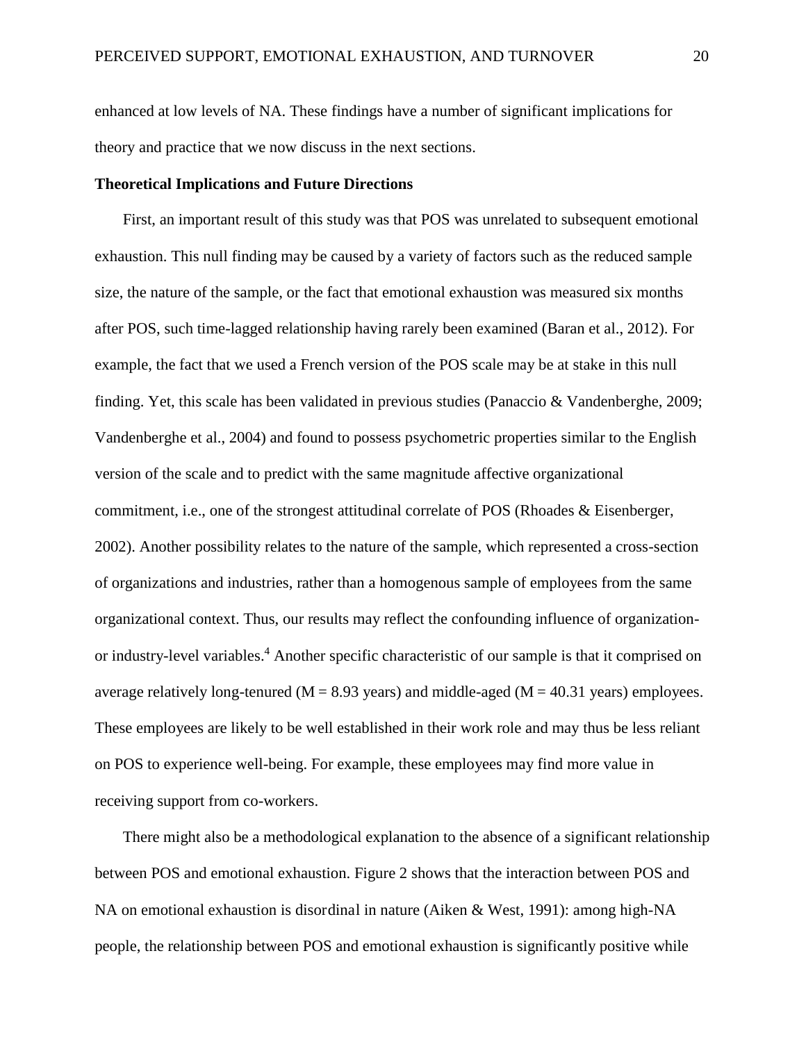enhanced at low levels of NA. These findings have a number of significant implications for theory and practice that we now discuss in the next sections.

**Theoretical Implications and Future Directions**

First, an important result of this study was that POS was unrelated to subsequent emotional exhaustion. This null finding may be caused by a variety of factors such as the reduced sample size, the nature of the sample, or the fact that emotional exhaustion was measured six months after POS, such time-lagged relationship having rarely been examined (Baran et al., 2012). For example, the fact that we used a French version of the POS scale may be at stake in this null finding. Yet, this scale has been validated in previous studies (Panaccio & Vandenberghe, 2009; Vandenberghe et al., 2004) and found to possess psychometric properties similar to the English version of the scale and to predict with the same magnitude affective organizational commitment, i.e., one of the strongest attitudinal correlate of POS (Rhoades & Eisenberger, 2002). Another possibility relates to the nature of the sample, which represented a cross-section of organizations and industries, rather than a homogenous sample of employees from the same organizational context. Thus, our results may reflect the confounding influence of organization- or industry-level variables.[4] Another specific characteristic of our sample is that it comprised on average relatively long-tenured (M = 8.93 years) and middle-aged (M = 40.31 years) employees. These employees are likely to be well established in their work role and may thus be less reliant on POS to experience well-being. For example, these employees may find more value in receiving support from co-workers.

There might also be a methodological explanation to the absence of a significant relationship between POS and emotional exhaustion. Figure 2 shows that the interaction between POS and NA on emotional exhaustion is disordinal in nature (Aiken & West, 1991): among high-NA people, the relationship between POS and emotional exhaustion is significantly positive while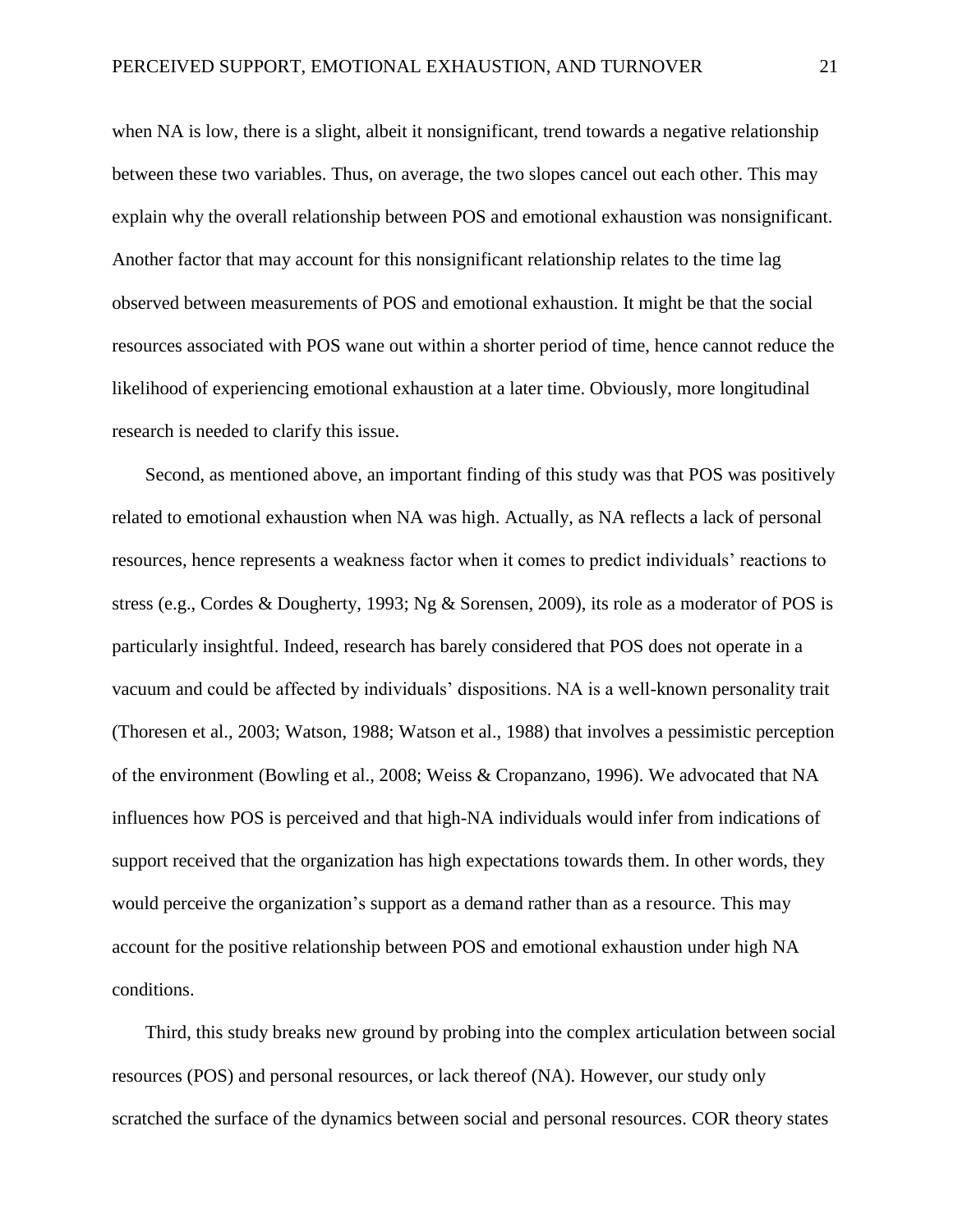when NA is low, there is a slight, albeit it nonsignificant, trend towards a negative relationship between these two variables. Thus, on average, the two slopes cancel out each other. This may explain why the overall relationship between POS and emotional exhaustion was nonsignificant. Another factor that may account for this nonsignificant relationship relates to the time lag observed between measurements of POS and emotional exhaustion. It might be that the social resources associated with POS wane out within a shorter period of time, hence cannot reduce the likelihood of experiencing emotional exhaustion at a later time. Obviously, more longitudinal research is needed to clarify this issue.

Second, as mentioned above, an important finding of this study was that POS was positively related to emotional exhaustion when NA was high. Actually, as NA reflects a lack of personal resources, hence represents a weakness factor when it comes to predict individuals' reactions to stress (e.g., Cordes & Dougherty, 1993; Ng & Sorensen, 2009), its role as a moderator of POS is particularly insightful. Indeed, research has barely considered that POS does not operate in a vacuum and could be affected by individuals' dispositions. NA is a well-known personality trait (Thoresen et al., 2003; Watson, 1988; Watson et al., 1988) that involves a pessimistic perception of the environment (Bowling et al., 2008; Weiss & Cropanzano, 1996). We advocated that NA influences how POS is perceived and that high-NA individuals would infer from indications of support received that the organization has high expectations towards them. In other words, they would perceive the organization's support as a demand rather than as a resource. This may account for the positive relationship between POS and emotional exhaustion under high NA conditions.

Third, this study breaks new ground by probing into the complex articulation between social resources (POS) and personal resources, or lack thereof (NA). However, our study only scratched the surface of the dynamics between social and personal resources. COR theory states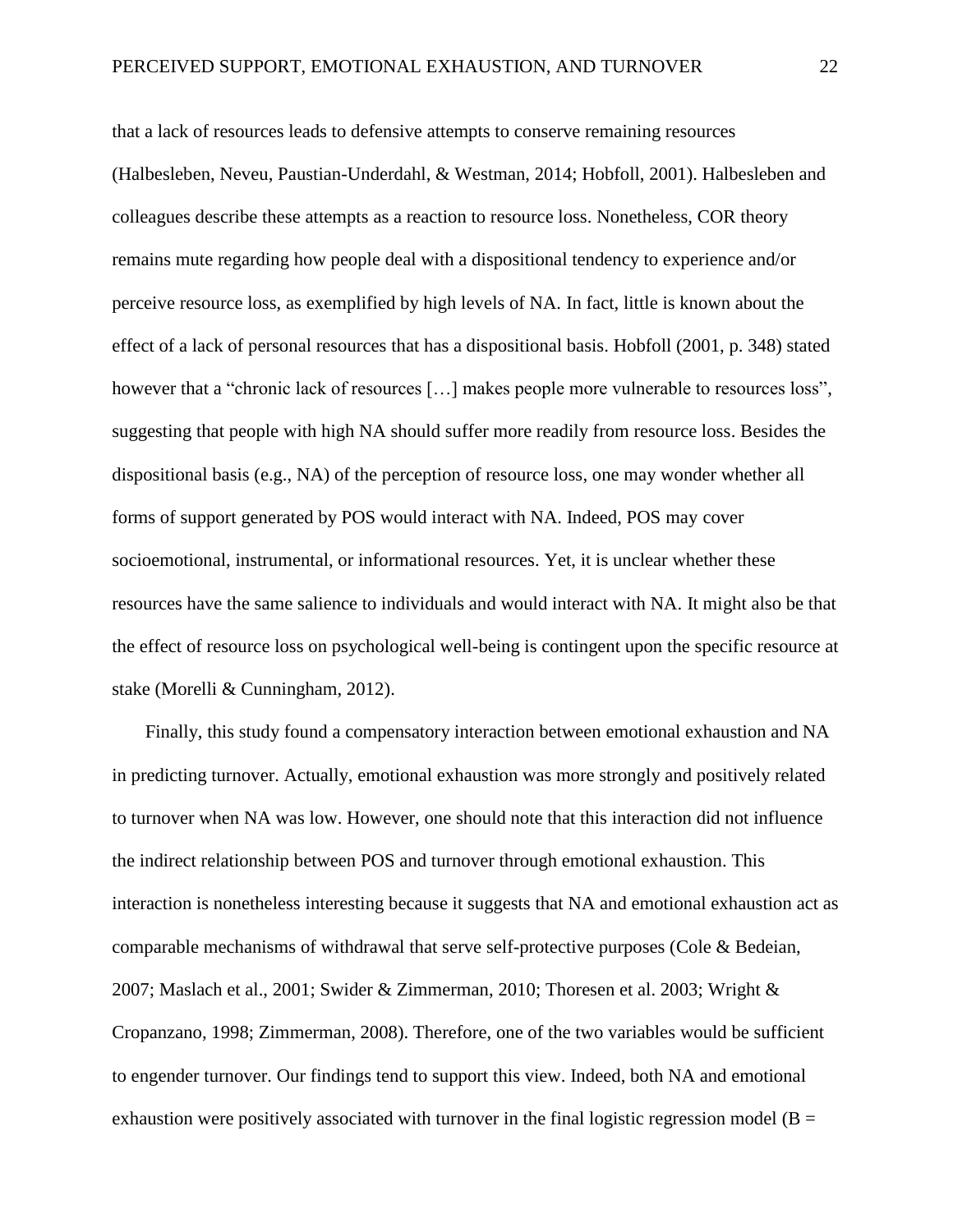that a lack of resources leads to defensive attempts to conserve remaining resources (Halbesleben, Neveu, Paustian-Underdahl, & Westman, 2014; Hobfoll, 2001). Halbesleben and colleagues describe these attempts as a reaction to resource loss. Nonetheless, COR theory remains mute regarding how people deal with a dispositional tendency to experience and/or perceive resource loss, as exemplified by high levels of NA. In fact, little is known about the effect of a lack of personal resources that has a dispositional basis. Hobfoll (2001, p. 348) stated however that a "chronic lack of resources […] makes people more vulnerable to resources loss", suggesting that people with high NA should suffer more readily from resource loss. Besides the dispositional basis (e.g., NA) of the perception of resource loss, one may wonder whether all forms of support generated by POS would interact with NA. Indeed, POS may cover socioemotional, instrumental, or informational resources. Yet, it is unclear whether these resources have the same salience to individuals and would interact with NA. It might also be that the effect of resource loss on psychological well-being is contingent upon the specific resource at stake (Morelli & Cunningham, 2012).

Finally, this study found a compensatory interaction between emotional exhaustion and NA in predicting turnover. Actually, emotional exhaustion was more strongly and positively related to turnover when NA was low. However, one should note that this interaction did not influence the indirect relationship between POS and turnover through emotional exhaustion. This interaction is nonetheless interesting because it suggests that NA and emotional exhaustion act as comparable mechanisms of withdrawal that serve self-protective purposes (Cole & Bedeian, 2007; Maslach et al., 2001; Swider & Zimmerman, 2010; Thoresen et al. 2003; Wright & Cropanzano, 1998; Zimmerman, 2008). Therefore, one of the two variables would be sufficient to engender turnover. Our findings tend to support this view. Indeed, both NA and emotional exhaustion were positively associated with turnover in the final logistic regression model ($B =$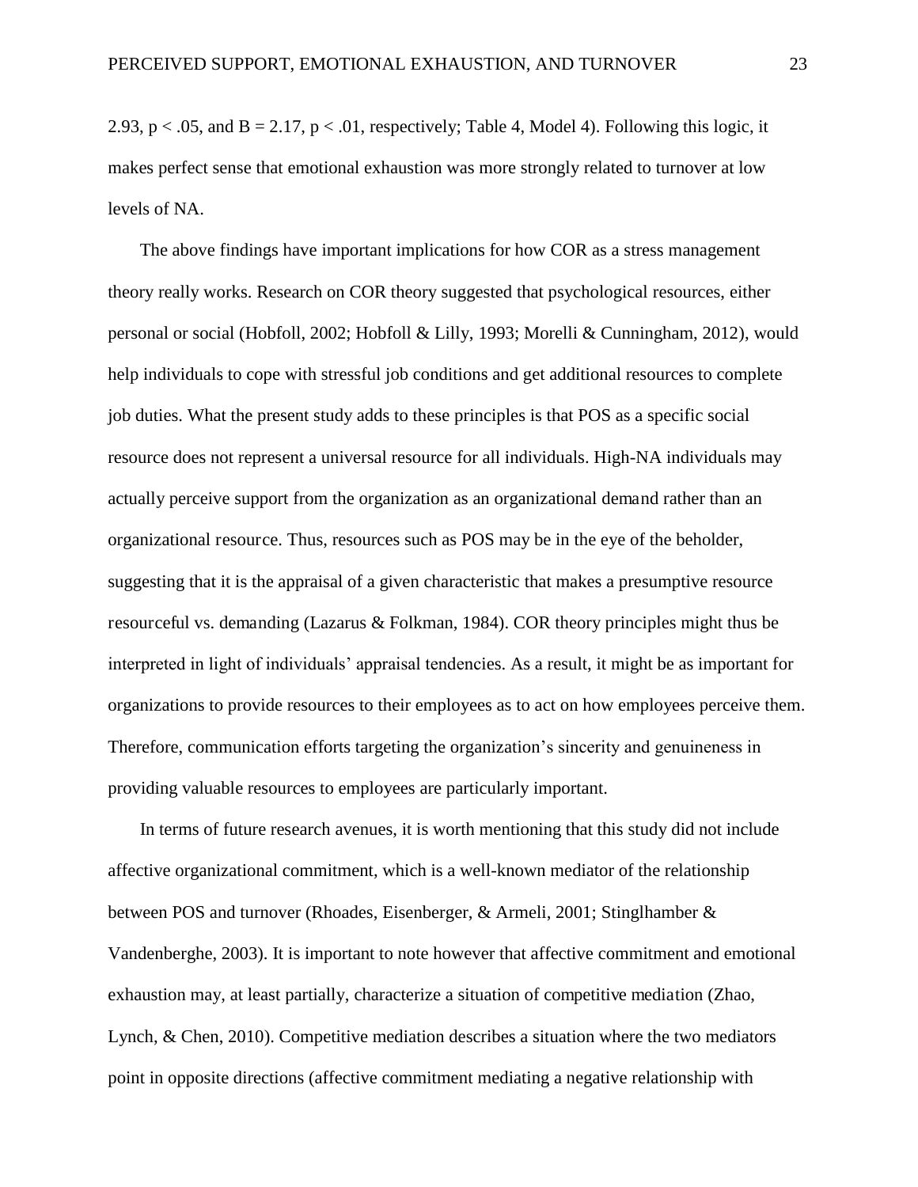2.93, $p < .05$, and $B = 2.17$, $p < .01$, respectively; Table 4, Model 4). Following this logic, it makes perfect sense that emotional exhaustion was more strongly related to turnover at low levels of NA.

The above findings have important implications for how COR as a stress management theory really works. Research on COR theory suggested that psychological resources, either personal or social (Hobfoll, 2002; Hobfoll & Lilly, 1993; Morelli & Cunningham, 2012), would help individuals to cope with stressful job conditions and get additional resources to complete job duties. What the present study adds to these principles is that POS as a specific social resource does not represent a universal resource for all individuals. High-NA individuals may actually perceive support from the organization as an organizational demand rather than an organizational resource. Thus, resources such as POS may be in the eye of the beholder, suggesting that it is the appraisal of a given characteristic that makes a presumptive resource resourceful vs. demanding (Lazarus & Folkman, 1984). COR theory principles might thus be interpreted in light of individuals' appraisal tendencies. As a result, it might be as important for organizations to provide resources to their employees as to act on how employees perceive them. Therefore, communication efforts targeting the organization's sincerity and genuineness in providing valuable resources to employees are particularly important.

In terms of future research avenues, it is worth mentioning that this study did not include affective organizational commitment, which is a well-known mediator of the relationship between POS and turnover (Rhoades, Eisenberger, & Armeli, 2001; Stinglhamber & Vandenberghe, 2003). It is important to note however that affective commitment and emotional exhaustion may, at least partially, characterize a situation of competitive mediation (Zhao, Lynch, & Chen, 2010). Competitive mediation describes a situation where the two mediators point in opposite directions (affective commitment mediating a negative relationship with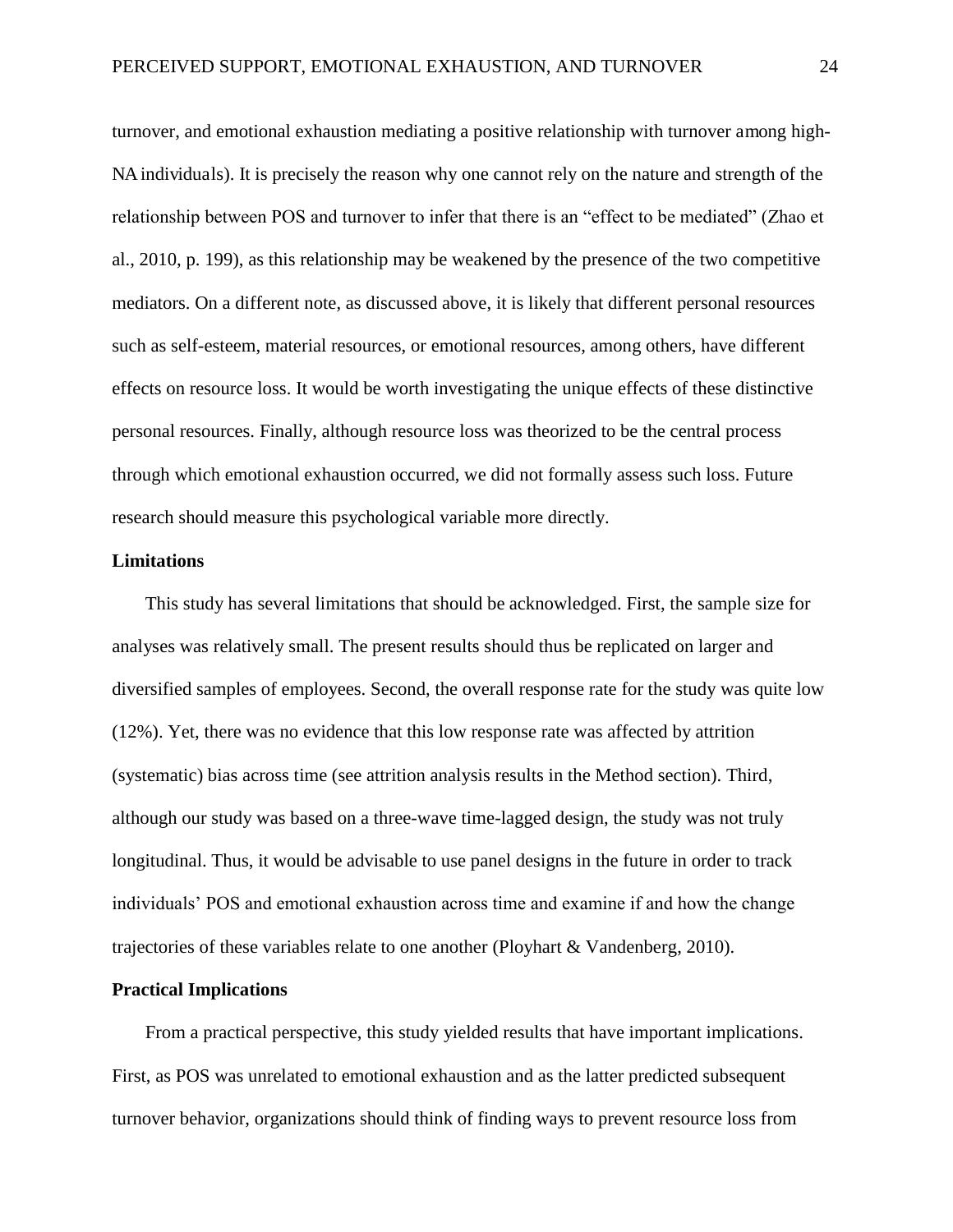turnover, and emotional exhaustion mediating a positive relationship with turnover among high-NA individuals). It is precisely the reason why one cannot rely on the nature and strength of the relationship between POS and turnover to infer that there is an "effect to be mediated" (Zhao et al., 2010, p. 199), as this relationship may be weakened by the presence of the two competitive mediators. On a different note, as discussed above, it is likely that different personal resources such as self-esteem, material resources, or emotional resources, among others, have different effects on resource loss. It would be worth investigating the unique effects of these distinctive personal resources. Finally, although resource loss was theorized to be the central process through which emotional exhaustion occurred, we did not formally assess such loss. Future research should measure this psychological variable more directly.

## Limitations

This study has several limitations that should be acknowledged. First, the sample size for analyses was relatively small. The present results should thus be replicated on larger and diversified samples of employees. Second, the overall response rate for the study was quite low (12%). Yet, there was no evidence that this low response rate was affected by attrition (systematic) bias across time (see attrition analysis results in the Method section). Third, although our study was based on a three-wave time-lagged design, the study was not truly longitudinal. Thus, it would be advisable to use panel designs in the future in order to track individuals' POS and emotional exhaustion across time and examine if and how the change trajectories of these variables relate to one another (Ployhart & Vandenberg, 2010).

## Practical Implications

From a practical perspective, this study yielded results that have important implications. First, as POS was unrelated to emotional exhaustion and as the latter predicted subsequent turnover behavior, organizations should think of finding ways to prevent resource loss from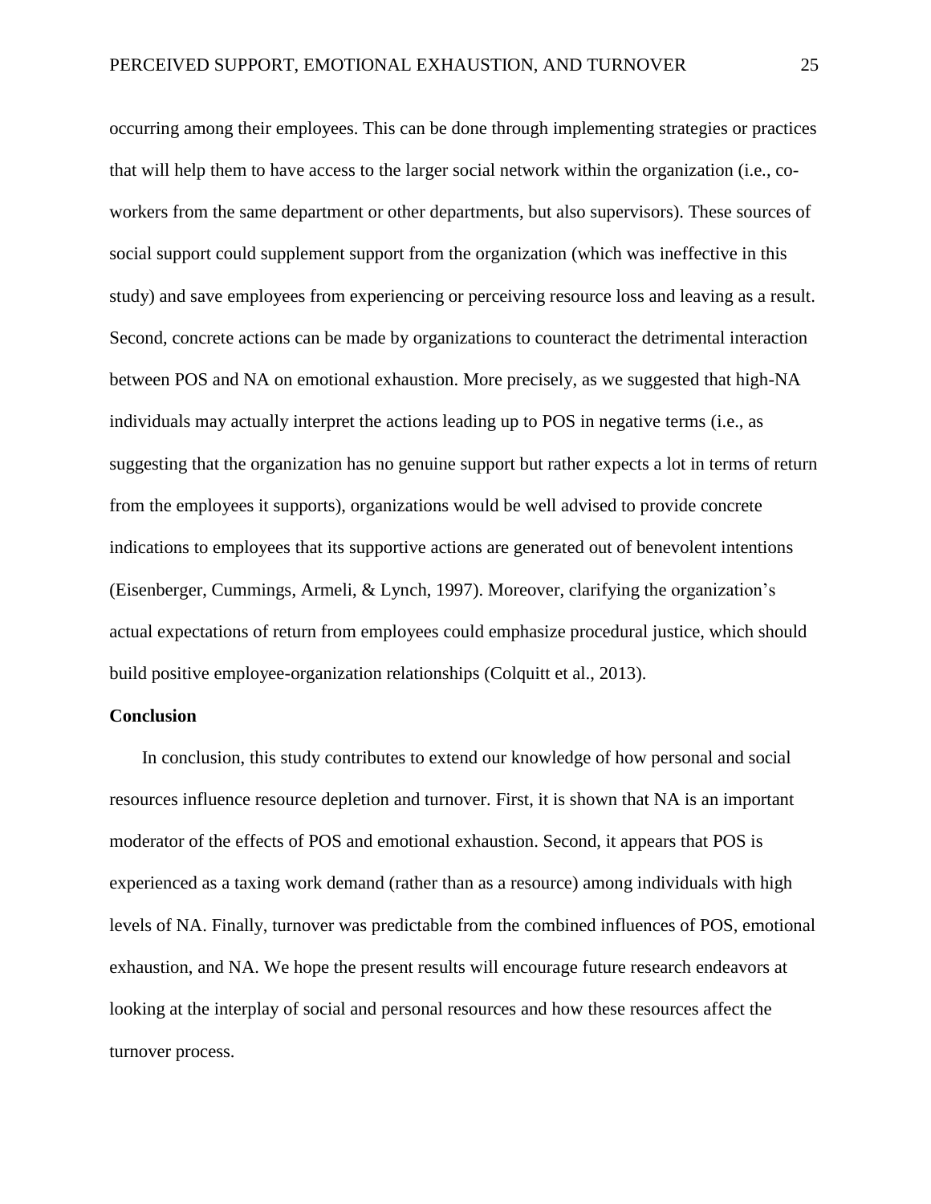occurring among their employees. This can be done through implementing strategies or practices that will help them to have access to the larger social network within the organization (i.e., co-workers from the same department or other departments, but also supervisors). These sources of social support could supplement support from the organization (which was ineffective in this study) and save employees from experiencing or perceiving resource loss and leaving as a result. Second, concrete actions can be made by organizations to counteract the detrimental interaction between POS and NA on emotional exhaustion. More precisely, as we suggested that high-NA individuals may actually interpret the actions leading up to POS in negative terms (i.e., as suggesting that the organization has no genuine support but rather expects a lot in terms of return from the employees it supports), organizations would be well advised to provide concrete indications to employees that its supportive actions are generated out of benevolent intentions (Eisenberger, Cummings, Armeli, & Lynch, 1997). Moreover, clarifying the organization's actual expectations of return from employees could emphasize procedural justice, which should build positive employee-organization relationships (Colquitt et al., 2013).

## Conclusion

In conclusion, this study contributes to extend our knowledge of how personal and social resources influence resource depletion and turnover. First, it is shown that NA is an important moderator of the effects of POS and emotional exhaustion. Second, it appears that POS is experienced as a taxing work demand (rather than as a resource) among individuals with high levels of NA. Finally, turnover was predictable from the combined influences of POS, emotional exhaustion, and NA. We hope the present results will encourage future research endeavors at looking at the interplay of social and personal resources and how these resources affect the turnover process.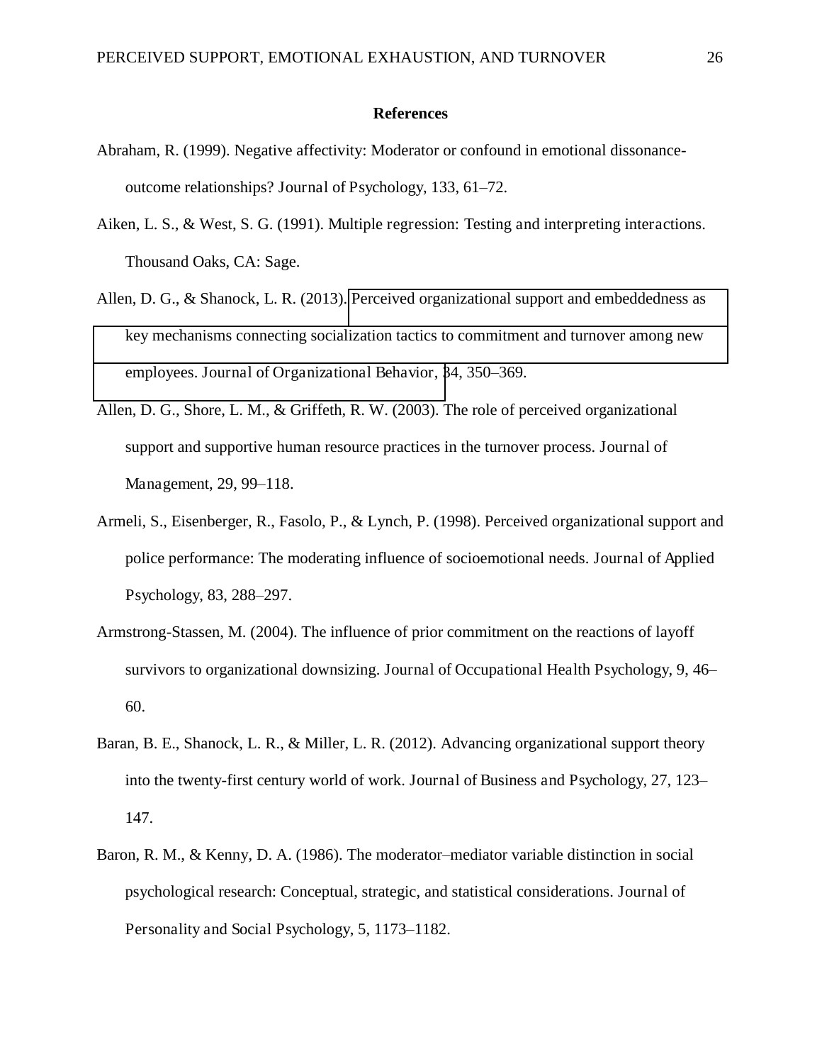# References

Abraham, R. (1999). Negative affectivity: Moderator or confound in emotional dissonance-outcome relationships? Journal of Psychology, 133, 61–72.

Aiken, L. S., & West, S. G. (1991). Multiple regression: Testing and interpreting interactions. Thousand Oaks, CA: Sage.

Allen, D. G., & Shanock, L. R. (2013). Perceived organizational support and embeddedness as key mechanisms connecting socialization tactics to commitment and turnover among new employees. Journal of Organizational Behavior, 34, 350–369.

Allen, D. G., Shore, L. M., & Griffeth, R. W. (2003). The role of perceived organizational support and supportive human resource practices in the turnover process. Journal of Management, 29, 99–118.

Armeli, S., Eisenberger, R., Fasolo, P., & Lynch, P. (1998). Perceived organizational support and police performance: The moderating influence of socioemotional needs. Journal of Applied Psychology, 83, 288–297.

Armstrong-Stassen, M. (2004). The influence of prior commitment on the reactions of layoff survivors to organizational downsizing. Journal of Occupational Health Psychology, 9, 46–60.

Baran, B. E., Shanock, L. R., & Miller, L. R. (2012). Advancing organizational support theory into the twenty-first century world of work. Journal of Business and Psychology, 27, 123–147.

Baron, R. M., & Kenny, D. A. (1986). The moderator–mediator variable distinction in social psychological research: Conceptual, strategic, and statistical considerations. Journal of Personality and Social Psychology, 5, 1173–1182.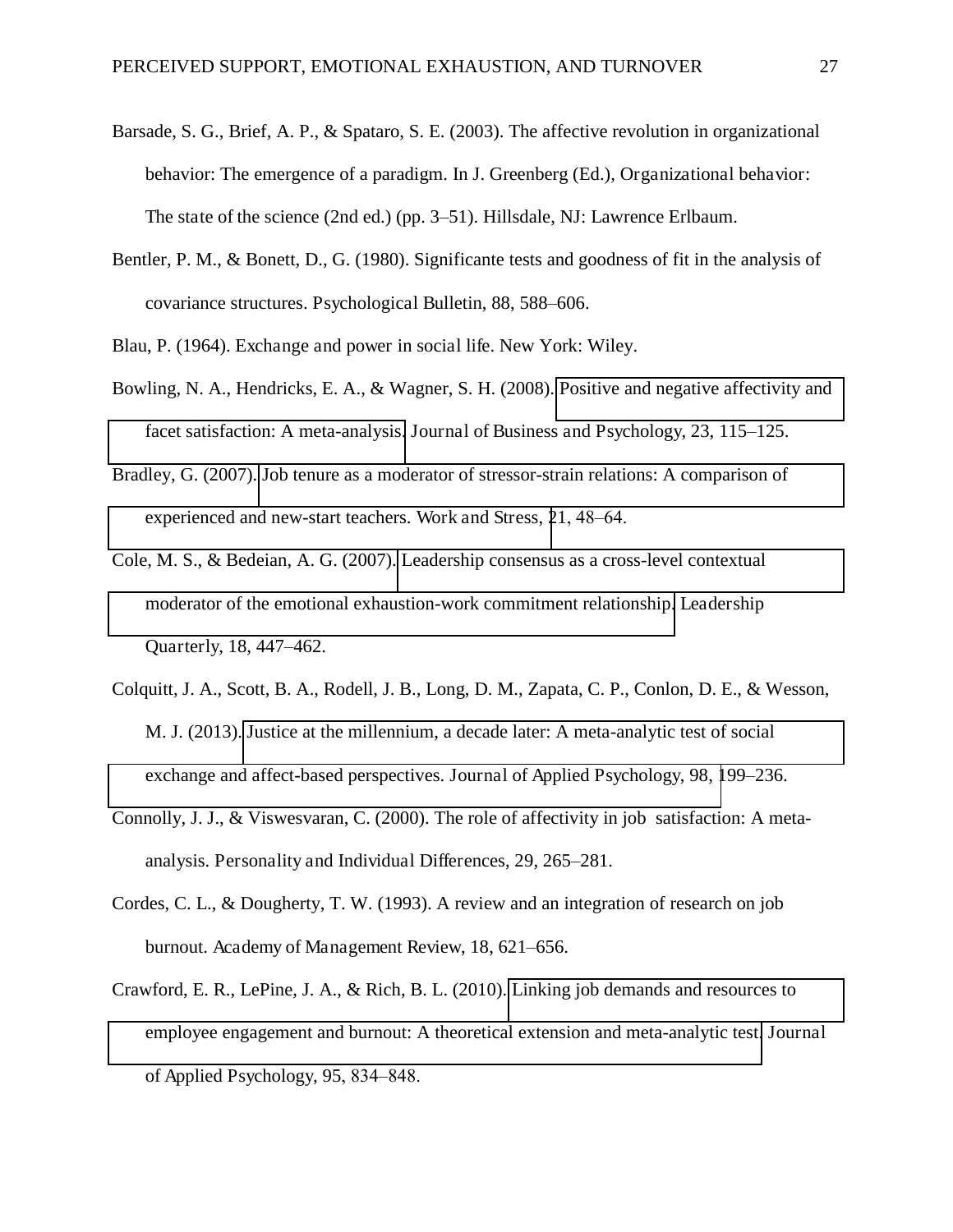Barsade, S. G., Brief, A. P., & Spataro, S. E. (2003). The affective revolution in organizational behavior: The emergence of a paradigm. In J. Greenberg (Ed.), Organizational behavior: The state of the science (2nd ed.) (pp. 3–51). Hillsdale, NJ: Lawrence Erlbaum.

Bentler, P. M., & Bonett, D., G. (1980). Significante tests and goodness of fit in the analysis of covariance structures. Psychological Bulletin, 88, 588–606.

Blau, P. (1964). Exchange and power in social life. New York: Wiley.

Bowling, N. A., Hendricks, E. A., & Wagner, S. H. (2008). Positive and negative affectivity and facet satisfaction: A meta-analysis. Journal of Business and Psychology, 23, 115–125.

Bradley, G. (2007). Job tenure as a moderator of stressor-strain relations: A comparison of experienced and new-start teachers. Work and Stress, 21, 48–64.

Cole, M. S., & Bedeian, A. G. (2007). Leadership consensus as a cross-level contextual moderator of the emotional exhaustion-work commitment relationship. Leadership Quarterly, 18, 447–462.

Colquitt, J. A., Scott, B. A., Rodell, J. B., Long, D. M., Zapata, C. P., Conlon, D. E., & Wesson, M. J. (2013). Justice at the millennium, a decade later: A meta-analytic test of social exchange and affect-based perspectives. Journal of Applied Psychology, 98, 199–236.

Connolly, J. J., & Viswesvaran, C. (2000). The role of affectivity in job satisfaction: A meta-analysis. Personality and Individual Differences, 29, 265–281.

Cordes, C. L., & Dougherty, T. W. (1993). A review and an integration of research on job burnout. Academy of Management Review, 18, 621–656.

Crawford, E. R., LePine, J. A., & Rich, B. L. (2010). Linking job demands and resources to employee engagement and burnout: A theoretical extension and meta-analytic test. Journal of Applied Psychology, 95, 834–848.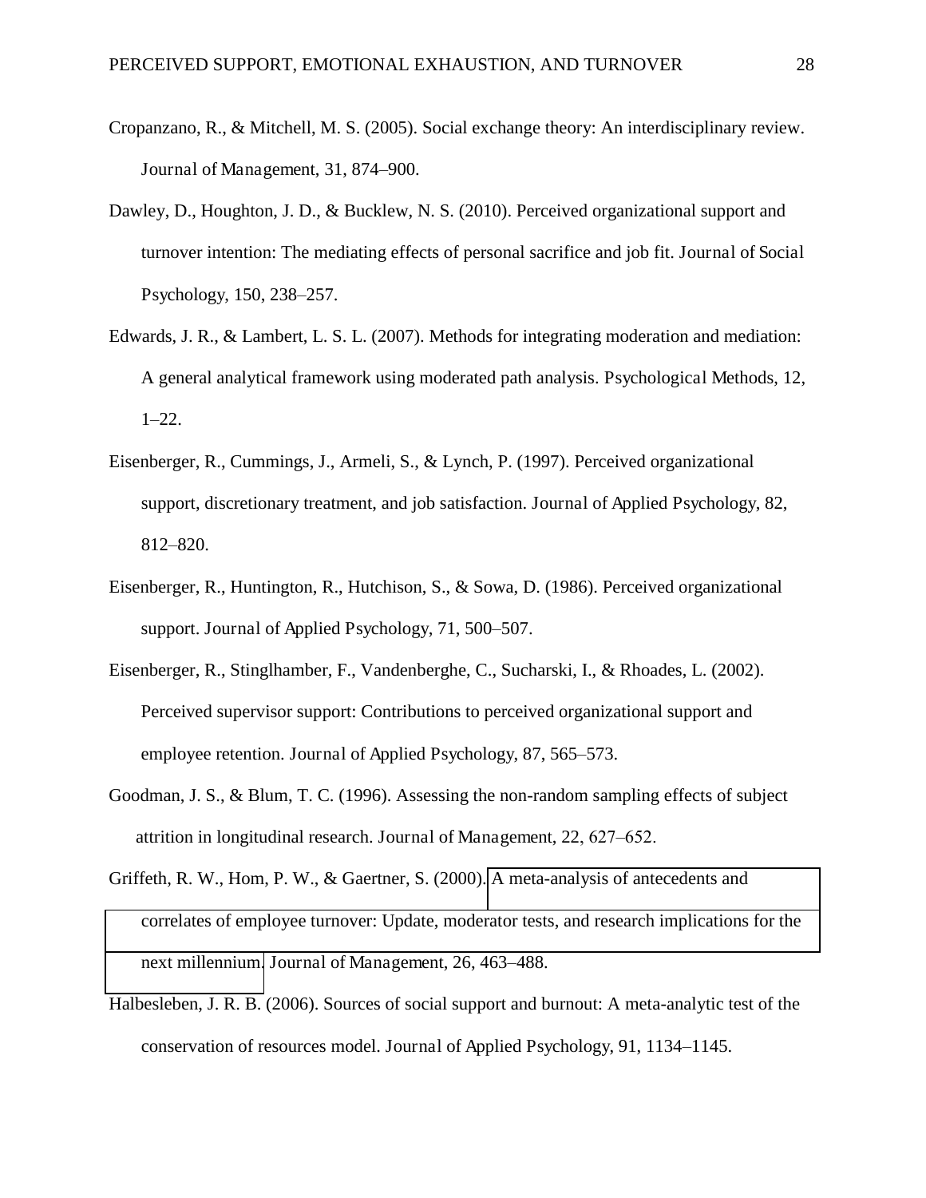Cropanzano, R., & Mitchell, M. S. (2005). Social exchange theory: An interdisciplinary review. Journal of Management, 31, 874–900.

Dawley, D., Houghton, J. D., & Bucklew, N. S. (2010). Perceived organizational support and turnover intention: The mediating effects of personal sacrifice and job fit. Journal of Social Psychology, 150, 238–257.

Edwards, J. R., & Lambert, L. S. L. (2007). Methods for integrating moderation and mediation: A general analytical framework using moderated path analysis. Psychological Methods, 12, 1–22.

Eisenberger, R., Cummings, J., Armeli, S., & Lynch, P. (1997). Perceived organizational support, discretionary treatment, and job satisfaction. Journal of Applied Psychology, 82, 812–820.

Eisenberger, R., Huntington, R., Hutchison, S., & Sowa, D. (1986). Perceived organizational support. Journal of Applied Psychology, 71, 500–507.

Eisenberger, R., Stinglhamber, F., Vandenberghe, C., Sucharski, I., & Rhoades, L. (2002). Perceived supervisor support: Contributions to perceived organizational support and employee retention. Journal of Applied Psychology, 87, 565–573.

Goodman, J. S., & Blum, T. C. (1996). Assessing the non-random sampling effects of subject attrition in longitudinal research. Journal of Management, 22, 627–652.

Griffeth, R. W., Hom, P. W., & Gaertner, S. (2000). A meta-analysis of antecedents and correlates of employee turnover: Update, moderator tests, and research implications for the next millennium. Journal of Management, 26, 463–488.

Halbesleben, J. R. B. (2006). Sources of social support and burnout: A meta-analytic test of the conservation of resources model. Journal of Applied Psychology, 91, 1134–1145.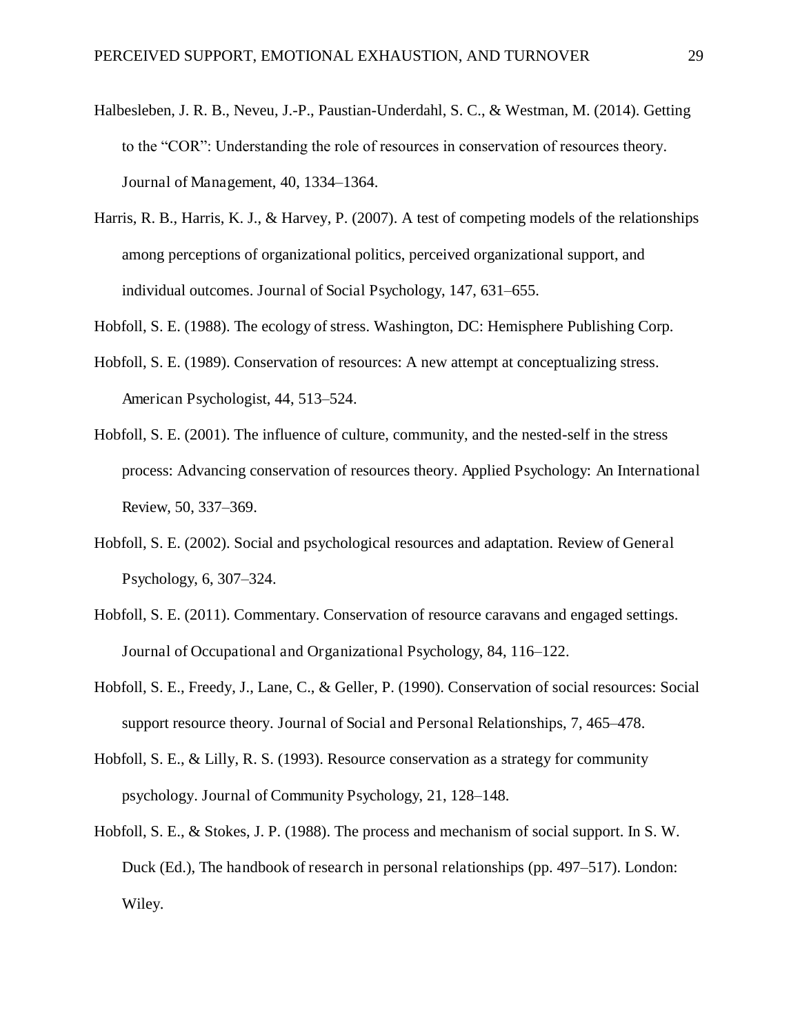Halbesleben, J. R. B., Neveu, J.-P., Paustian-Underdahl, S. C., & Westman, M. (2014). Getting to the “COR”: Understanding the role of resources in conservation of resources theory. Journal of Management, 40, 1334–1364.

Harris, R. B., Harris, K. J., & Harvey, P. (2007). A test of competing models of the relationships among perceptions of organizational politics, perceived organizational support, and individual outcomes. Journal of Social Psychology, 147, 631–655.

Hobfoll, S. E. (1988). The ecology of stress. Washington, DC: Hemisphere Publishing Corp.

Hobfoll, S. E. (1989). Conservation of resources: A new attempt at conceptualizing stress. American Psychologist, 44, 513–524.

Hobfoll, S. E. (2001). The influence of culture, community, and the nested-self in the stress process: Advancing conservation of resources theory. Applied Psychology: An International Review, 50, 337–369.

Hobfoll, S. E. (2002). Social and psychological resources and adaptation. Review of General Psychology, 6, 307–324.

Hobfoll, S. E. (2011). Commentary. Conservation of resource caravans and engaged settings. Journal of Occupational and Organizational Psychology, 84, 116–122.

Hobfoll, S. E., Freedy, J., Lane, C., & Geller, P. (1990). Conservation of social resources: Social support resource theory. Journal of Social and Personal Relationships, 7, 465–478.

Hobfoll, S. E., & Lilly, R. S. (1993). Resource conservation as a strategy for community psychology. Journal of Community Psychology, 21, 128–148.

Hobfoll, S. E., & Stokes, J. P. (1988). The process and mechanism of social support. In S. W. Duck (Ed.), The handbook of research in personal relationships (pp. 497–517). London: Wiley.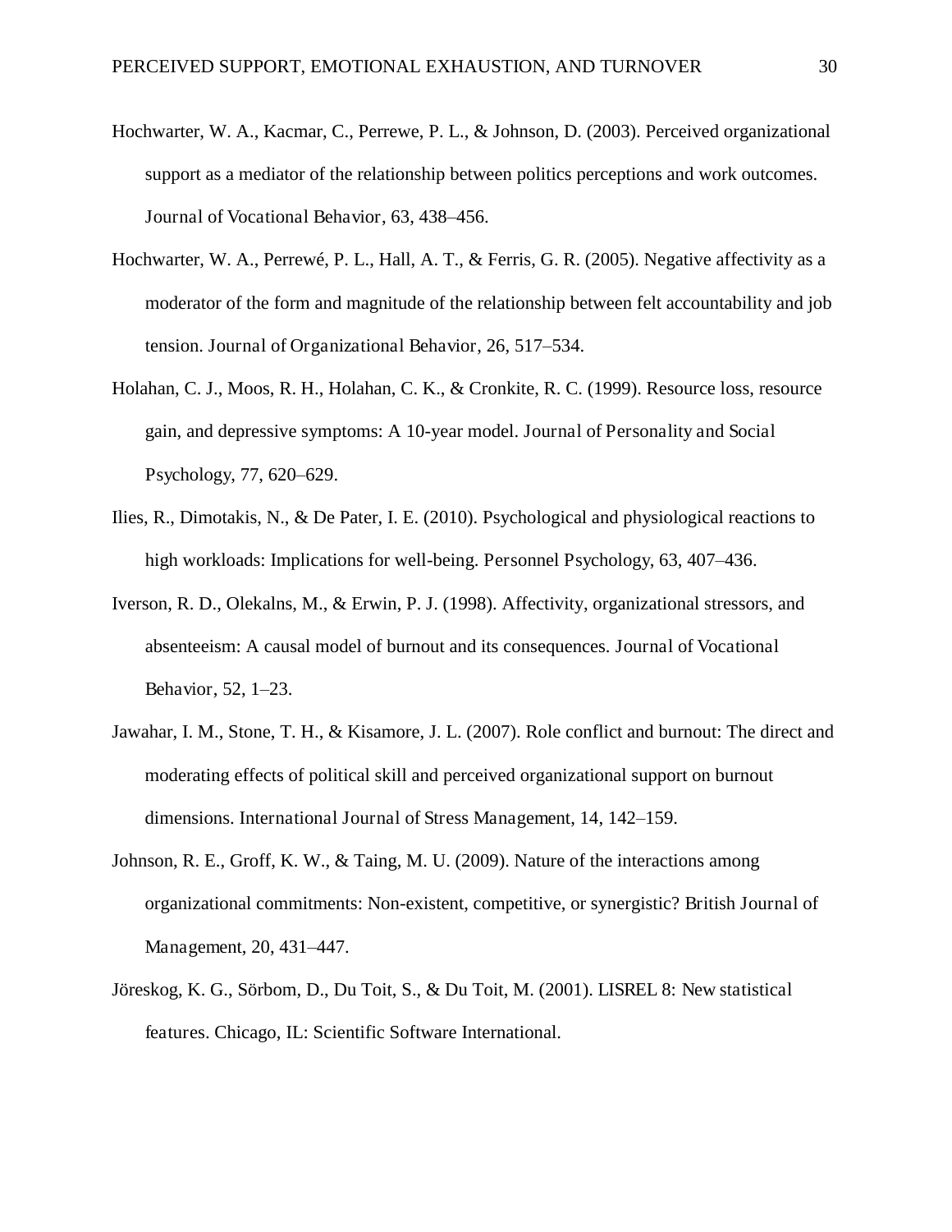Hochwarter, W. A., Kacmar, C., Perrewe, P. L., & Johnson, D. (2003). Perceived organizational support as a mediator of the relationship between politics perceptions and work outcomes. Journal of Vocational Behavior, 63, 438–456.

Hochwarter, W. A., Perrewé, P. L., Hall, A. T., & Ferris, G. R. (2005). Negative affectivity as a moderator of the form and magnitude of the relationship between felt accountability and job tension. Journal of Organizational Behavior, 26, 517–534.

Holahan, C. J., Moos, R. H., Holahan, C. K., & Cronkite, R. C. (1999). Resource loss, resource gain, and depressive symptoms: A 10-year model. Journal of Personality and Social Psychology, 77, 620–629.

Ilies, R., Dimotakis, N., & De Pater, I. E. (2010). Psychological and physiological reactions to high workloads: Implications for well-being. Personnel Psychology, 63, 407–436.

Iverson, R. D., Olekalns, M., & Erwin, P. J. (1998). Affectivity, organizational stressors, and absenteeism: A causal model of burnout and its consequences. Journal of Vocational Behavior, 52, 1–23.

Jawahar, I. M., Stone, T. H., & Kisamore, J. L. (2007). Role conflict and burnout: The direct and moderating effects of political skill and perceived organizational support on burnout dimensions. International Journal of Stress Management, 14, 142–159.

Johnson, R. E., Groff, K. W., & Taing, M. U. (2009). Nature of the interactions among organizational commitments: Non-existent, competitive, or synergistic? British Journal of Management, 20, 431–447.

Jöreskog, K. G., Sörbom, D., Du Toit, S., & Du Toit, M. (2001). LISREL 8: New statistical features. Chicago, IL: Scientific Software International.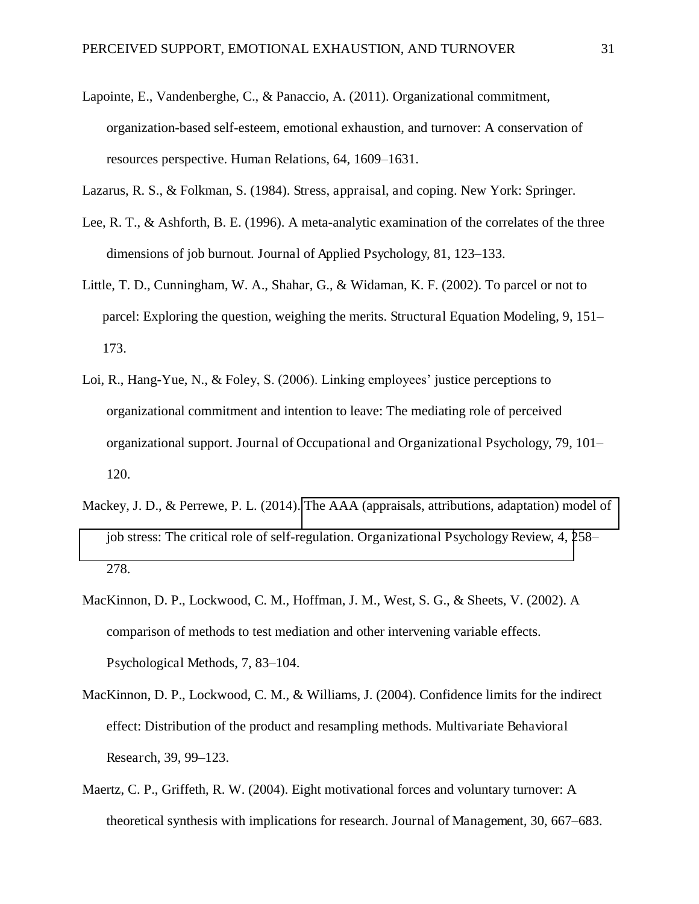Lapointe, E., Vandenberghe, C., & Panaccio, A. (2011). Organizational commitment, organization-based self-esteem, emotional exhaustion, and turnover: A conservation of resources perspective. Human Relations, 64, 1609–1631.

Lazarus, R. S., & Folkman, S. (1984). Stress, appraisal, and coping. New York: Springer.

Lee, R. T., & Ashforth, B. E. (1996). A meta-analytic examination of the correlates of the three dimensions of job burnout. Journal of Applied Psychology, 81, 123–133.

Little, T. D., Cunningham, W. A., Shahar, G., & Widaman, K. F. (2002). To parcel or not to parcel: Exploring the question, weighing the merits. Structural Equation Modeling, 9, 151–173.

Loi, R., Hang-Yue, N., & Foley, S. (2006). Linking employees' justice perceptions to organizational commitment and intention to leave: The mediating role of perceived organizational support. Journal of Occupational and Organizational Psychology, 79, 101–120.

Mackey, J. D., & Perrewe, P. L. (2014). The AAA (appraisals, attributions, adaptation) model of job stress: The critical role of self-regulation. Organizational Psychology Review, 4, 258–278.

MacKinnon, D. P., Lockwood, C. M., Hoffman, J. M., West, S. G., & Sheets, V. (2002). A comparison of methods to test mediation and other intervening variable effects. Psychological Methods, 7, 83–104.

MacKinnon, D. P., Lockwood, C. M., & Williams, J. (2004). Confidence limits for the indirect effect: Distribution of the product and resampling methods. Multivariate Behavioral Research, 39, 99–123.

Maertz, C. P., Griffeth, R. W. (2004). Eight motivational forces and voluntary turnover: A theoretical synthesis with implications for research. Journal of Management, 30, 667–683.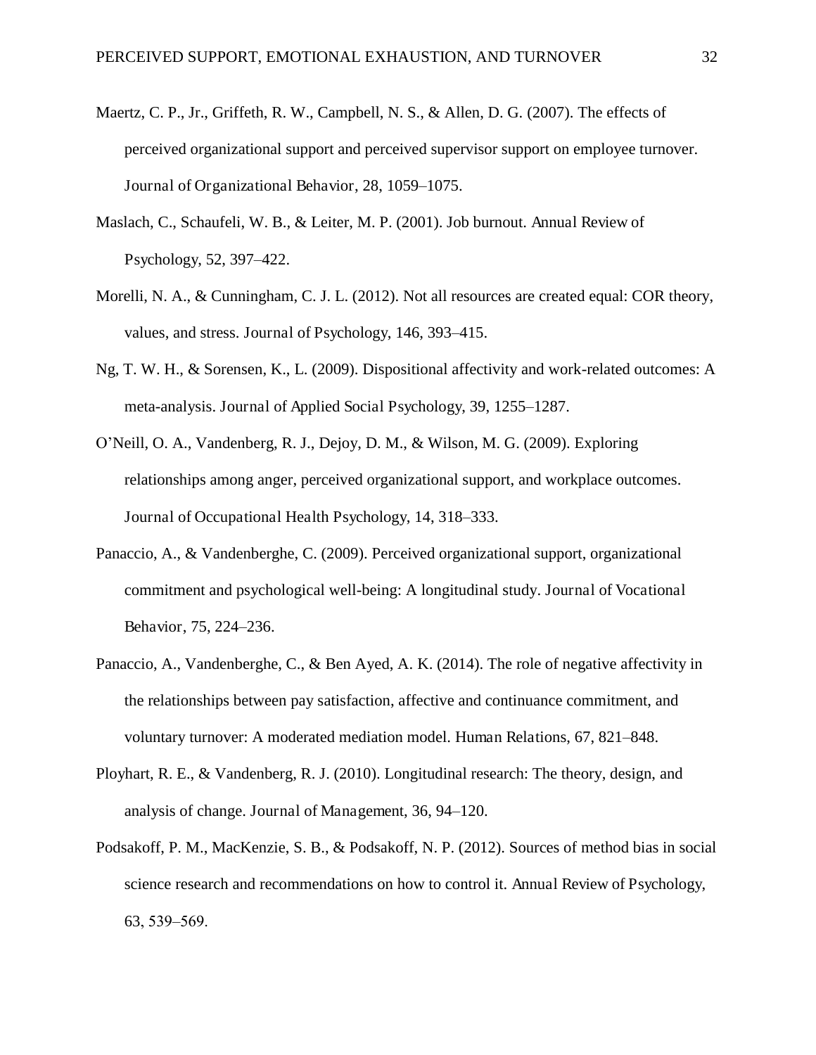Maertz, C. P., Jr., Griffeth, R. W., Campbell, N. S., & Allen, D. G. (2007). The effects of perceived organizational support and perceived supervisor support on employee turnover. Journal of Organizational Behavior, 28, 1059–1075.

Maslach, C., Schaufeli, W. B., & Leiter, M. P. (2001). Job burnout. Annual Review of Psychology, 52, 397–422.

Morelli, N. A., & Cunningham, C. J. L. (2012). Not all resources are created equal: COR theory, values, and stress. Journal of Psychology, 146, 393–415.

Ng, T. W. H., & Sorensen, K., L. (2009). Dispositional affectivity and work-related outcomes: A meta-analysis. Journal of Applied Social Psychology, 39, 1255–1287.

O'Neill, O. A., Vandenberg, R. J., Dejoy, D. M., & Wilson, M. G. (2009). Exploring relationships among anger, perceived organizational support, and workplace outcomes. Journal of Occupational Health Psychology, 14, 318–333.

Panaccio, A., & Vandenberghe, C. (2009). Perceived organizational support, organizational commitment and psychological well-being: A longitudinal study. Journal of Vocational Behavior, 75, 224–236.

Panaccio, A., Vandenberghe, C., & Ben Ayed, A. K. (2014). The role of negative affectivity in the relationships between pay satisfaction, affective and continuance commitment, and voluntary turnover: A moderated mediation model. Human Relations, 67, 821–848.

Ployhart, R. E., & Vandenberg, R. J. (2010). Longitudinal research: The theory, design, and analysis of change. Journal of Management, 36, 94–120.

Podsakoff, P. M., MacKenzie, S. B., & Podsakoff, N. P. (2012). Sources of method bias in social science research and recommendations on how to control it. Annual Review of Psychology, 63, 539–569.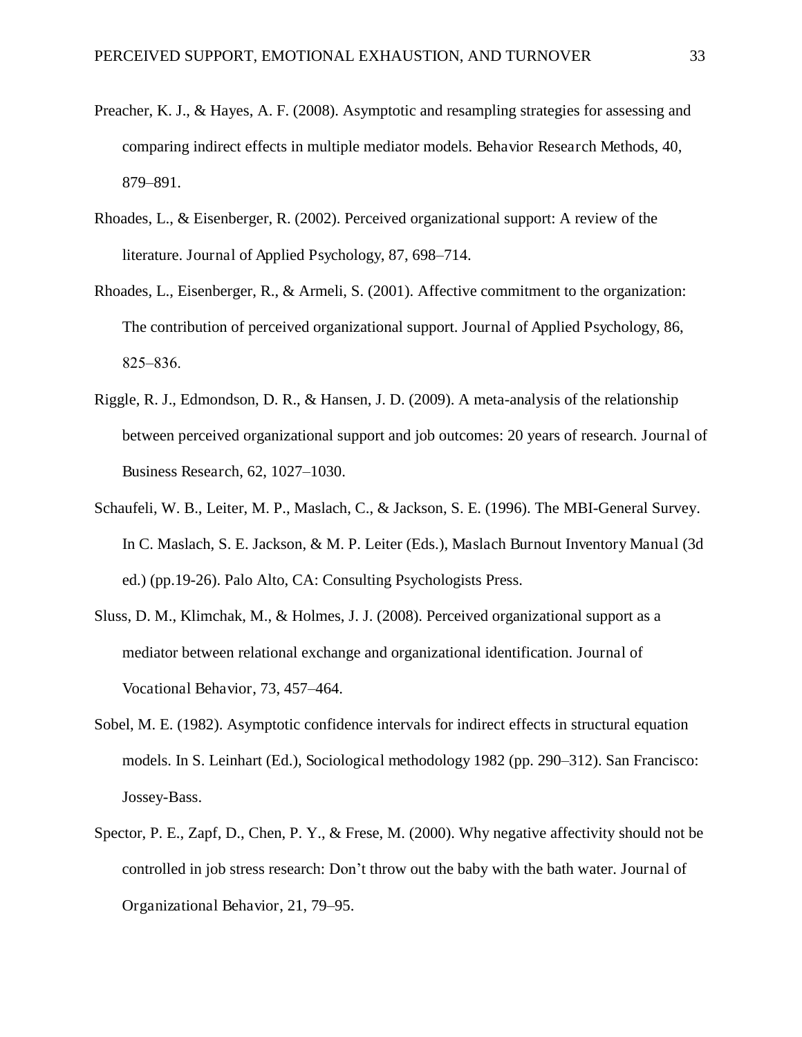Preacher, K. J., & Hayes, A. F. (2008). Asymptotic and resampling strategies for assessing and comparing indirect effects in multiple mediator models. Behavior Research Methods, 40, 879–891.

Rhoades, L., & Eisenberger, R. (2002). Perceived organizational support: A review of the literature. Journal of Applied Psychology, 87, 698–714.

Rhoades, L., Eisenberger, R., & Armeli, S. (2001). Affective commitment to the organization: The contribution of perceived organizational support. Journal of Applied Psychology, 86, 825–836.

Riggle, R. J., Edmondson, D. R., & Hansen, J. D. (2009). A meta-analysis of the relationship between perceived organizational support and job outcomes: 20 years of research. Journal of Business Research, 62, 1027–1030.

Schaufeli, W. B., Leiter, M. P., Maslach, C., & Jackson, S. E. (1996). The MBI-General Survey. In C. Maslach, S. E. Jackson, & M. P. Leiter (Eds.), Maslach Burnout Inventory Manual (3d ed.) (pp.19-26). Palo Alto, CA: Consulting Psychologists Press.

Sluss, D. M., Klimchak, M., & Holmes, J. J. (2008). Perceived organizational support as a mediator between relational exchange and organizational identification. Journal of Vocational Behavior, 73, 457–464.

Sobel, M. E. (1982). Asymptotic confidence intervals for indirect effects in structural equation models. In S. Leinhart (Ed.), Sociological methodology 1982 (pp. 290–312). San Francisco: Jossey-Bass.

Spector, P. E., Zapf, D., Chen, P. Y., & Frese, M. (2000). Why negative affectivity should not be controlled in job stress research: Don't throw out the baby with the bath water. Journal of Organizational Behavior, 21, 79–95.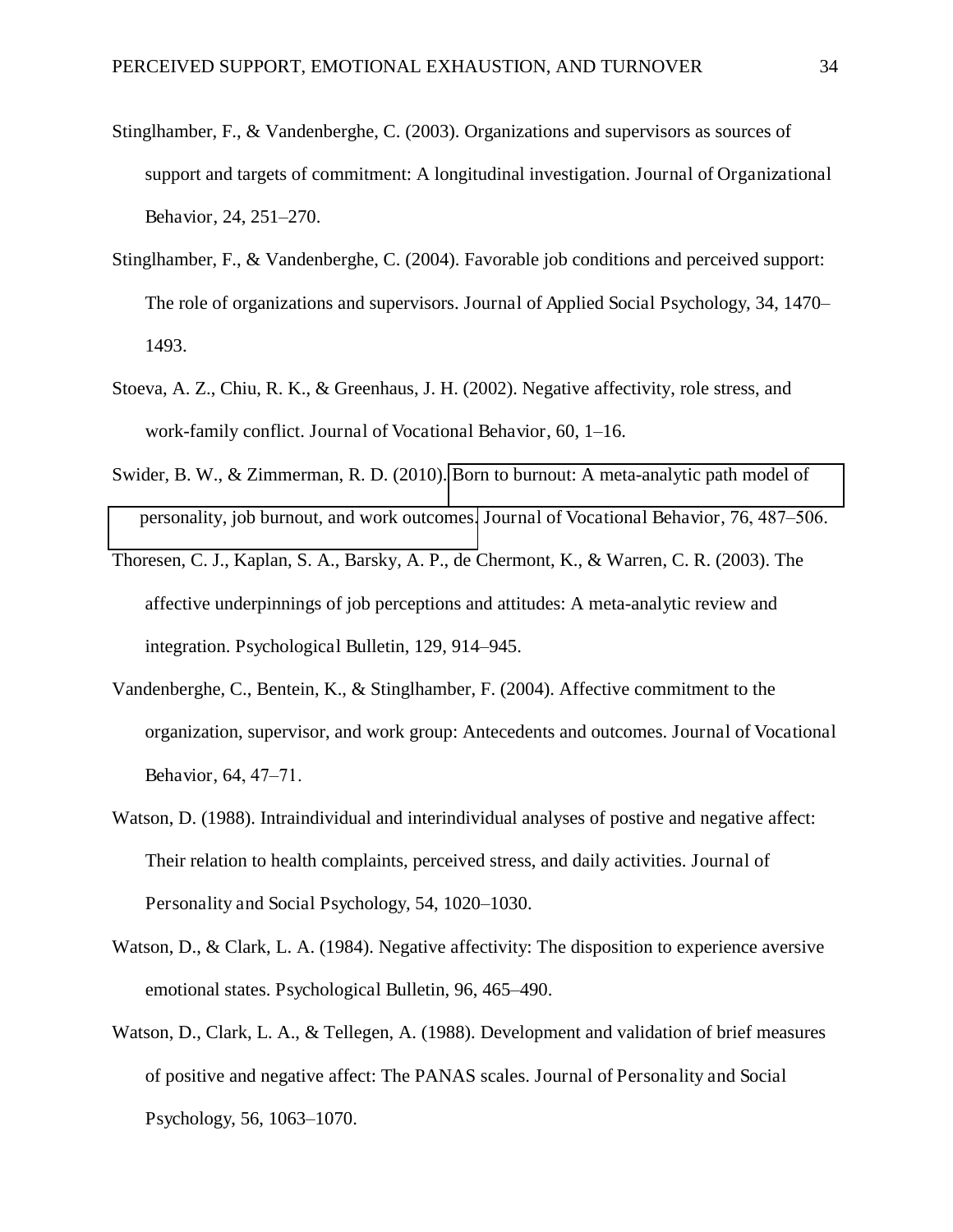Stinglhamber, F., & Vandenberghe, C. (2003). Organizations and supervisors as sources of support and targets of commitment: A longitudinal investigation. Journal of Organizational Behavior, 24, 251–270.

Stinglhamber, F., & Vandenberghe, C. (2004). Favorable job conditions and perceived support: The role of organizations and supervisors. Journal of Applied Social Psychology, 34, 1470–1493.

Stoeva, A. Z., Chiu, R. K., & Greenhaus, J. H. (2002). Negative affectivity, role stress, and work-family conflict. Journal of Vocational Behavior, 60, 1–16.

Swider, B. W., & Zimmerman, R. D. (2010). Born to burnout: A meta-analytic path model of personality, job burnout, and work outcomes. Journal of Vocational Behavior, 76, 487–506.

Thoresen, C. J., Kaplan, S. A., Barsky, A. P., de Chermont, K., & Warren, C. R. (2003). The affective underpinnings of job perceptions and attitudes: A meta-analytic review and integration. Psychological Bulletin, 129, 914–945.

Vandenberghe, C., Bentein, K., & Stinglhamber, F. (2004). Affective commitment to the organization, supervisor, and work group: Antecedents and outcomes. Journal of Vocational Behavior, 64, 47–71.

Watson, D. (1988). Intraindividual and interindividual analyses of postive and negative affect: Their relation to health complaints, perceived stress, and daily activities. Journal of Personality and Social Psychology, 54, 1020–1030.

Watson, D., & Clark, L. A. (1984). Negative affectivity: The disposition to experience aversive emotional states. Psychological Bulletin, 96, 465–490.

Watson, D., Clark, L. A., & Tellegen, A. (1988). Development and validation of brief measures of positive and negative affect: The PANAS scales. Journal of Personality and Social Psychology, 56, 1063–1070.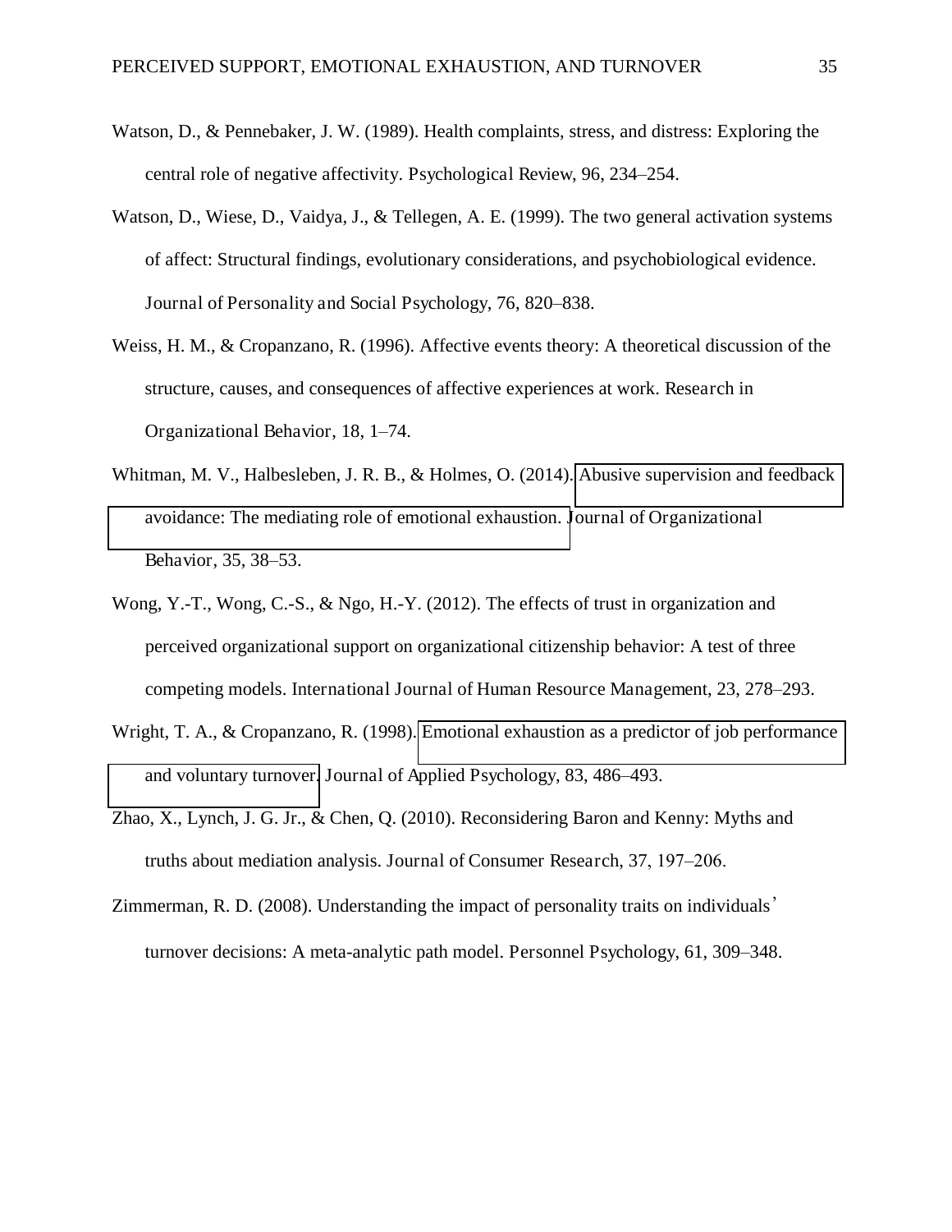Watson, D., & Pennebaker, J. W. (1989). Health complaints, stress, and distress: Exploring the central role of negative affectivity. Psychological Review, 96, 234–254.

Watson, D., Wiese, D., Vaidya, J., & Tellegen, A. E. (1999). The two general activation systems of affect: Structural findings, evolutionary considerations, and psychobiological evidence. Journal of Personality and Social Psychology, 76, 820–838.

Weiss, H. M., & Cropanzano, R. (1996). Affective events theory: A theoretical discussion of the structure, causes, and consequences of affective experiences at work. Research in Organizational Behavior, 18, 1–74.

Whitman, M. V., Halbesleben, J. R. B., & Holmes, O. (2014). Abusive supervision and feedback avoidance: The mediating role of emotional exhaustion. Journal of Organizational Behavior, 35, 38–53.

Wong, Y.-T., Wong, C.-S., & Ngo, H.-Y. (2012). The effects of trust in organization and perceived organizational support on organizational citizenship behavior: A test of three competing models. International Journal of Human Resource Management, 23, 278–293.

Wright, T. A., & Cropanzano, R. (1998). Emotional exhaustion as a predictor of job performance and voluntary turnover. Journal of Applied Psychology, 83, 486–493.

Zhao, X., Lynch, J. G. Jr., & Chen, Q. (2010). Reconsidering Baron and Kenny: Myths and truths about mediation analysis. Journal of Consumer Research, 37, 197–206.

Zimmerman, R. D. (2008). Understanding the impact of personality traits on individuals' turnover decisions: A meta-analytic path model. Personnel Psychology, 61, 309–348.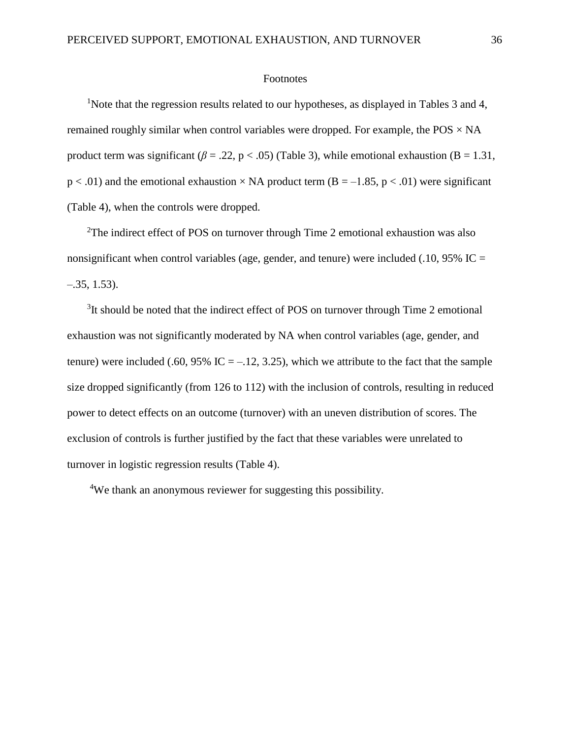# Footnotes

[1]Note that the regression results related to our hypotheses, as displayed in Tables 3 and 4, remained roughly similar when control variables were dropped. For example, the POS × NA product term was significant ($\beta = .22$, $p < .05$) (Table 3), while emotional exhaustion ($B = 1.31$, $p < .01$) and the emotional exhaustion × NA product term ($B = –1.85$, $p < .01$) were significant (Table 4), when the controls were dropped.

[2]The indirect effect of POS on turnover through Time 2 emotional exhaustion was also nonsignificant when control variables (age, gender, and tenure) were included (.10, 95% IC = –.35, 1.53).

[3]It should be noted that the indirect effect of POS on turnover through Time 2 emotional exhaustion was not significantly moderated by NA when control variables (age, gender, and tenure) were included (.60, 95% IC = –.12, 3.25), which we attribute to the fact that the sample size dropped significantly (from 126 to 112) with the inclusion of controls, resulting in reduced power to detect effects on an outcome (turnover) with an uneven distribution of scores. The exclusion of controls is further justified by the fact that these variables were unrelated to turnover in logistic regression results (Table 4).

[4]We thank an anonymous reviewer for suggesting this possibility.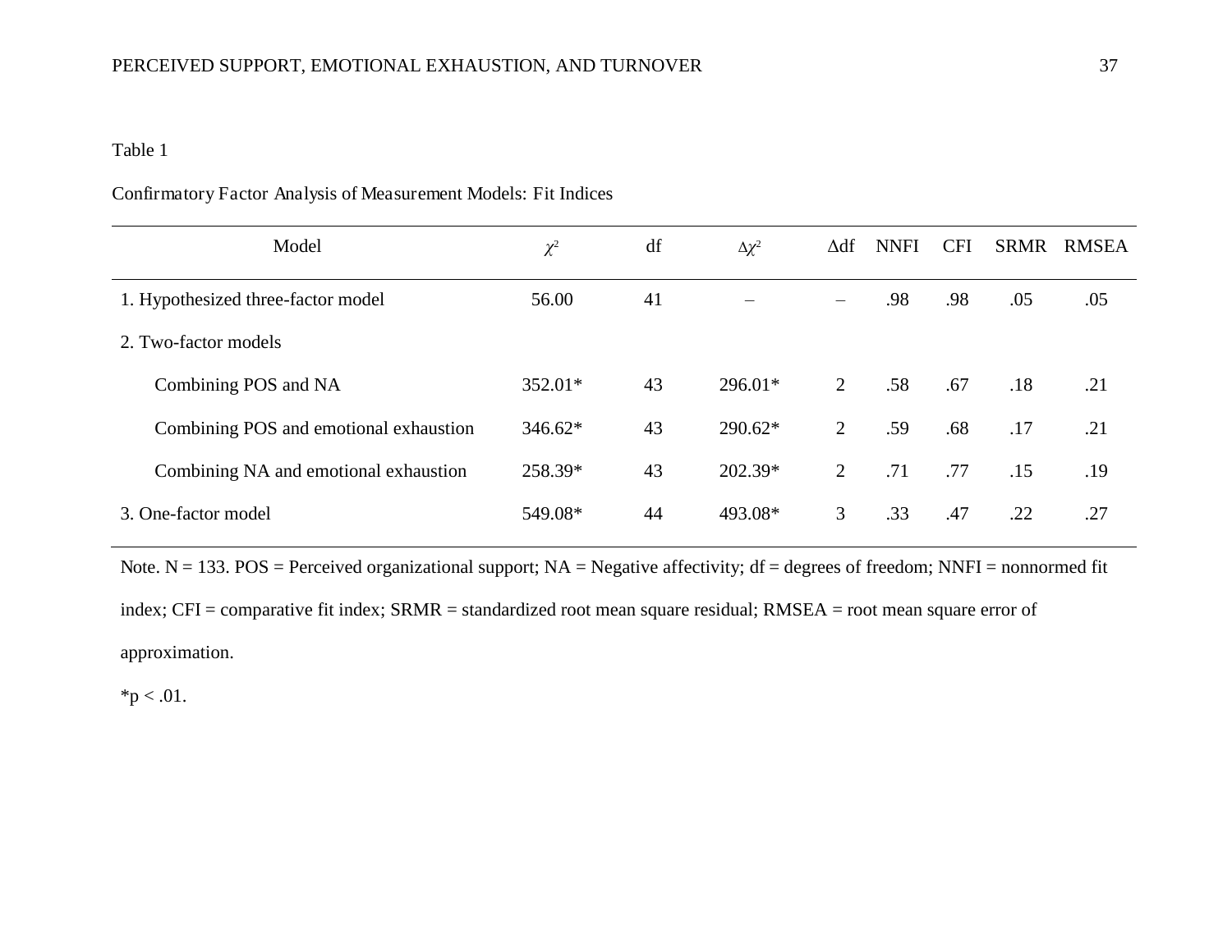Table 1

Confirmatory Factor Analysis of Measurement Models: Fit Indices

| Model | $\chi^2$ | df | $\Delta\chi^2$ | $\Delta$df | NNFI | CFI | SRMR | RMSEA |
|---|---|---|---|---|---|---|---|---|
| 1. Hypothesized three-factor model | 56.00 | 41 | – | – | .98 | .98 | .05 | .05 |
| 2. Two-factor models | | | | | | | | |
| Combining POS and NA | 352.01* | 43 | 296.01* | 2 | .58 | .67 | .18 | .21 |
| Combining POS and emotional exhaustion | 346.62* | 43 | 290.62* | 2 | .59 | .68 | .17 | .21 |
| Combining NA and emotional exhaustion | 258.39* | 43 | 202.39* | 2 | .71 | .77 | .15 | .19 |
| 3. One-factor model | 549.08* | 44 | 493.08* | 3 | .33 | .47 | .22 | .27 |

Note. N = 133. POS = Perceived organizational support; NA = Negative affectivity; df = degrees of freedom; NNFI = nonnormed fit index; CFI = comparative fit index; SRMR = standardized root mean square residual; RMSEA = root mean square error of approximation.

*$p < .01$.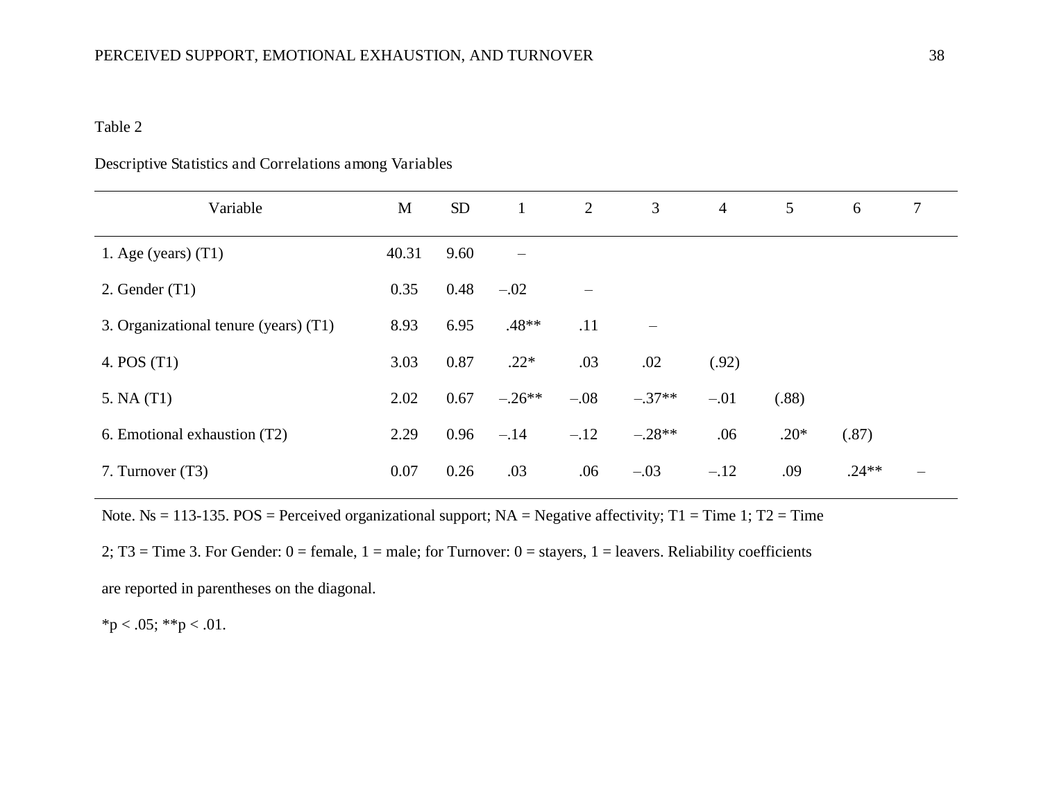Table 2

Descriptive Statistics and Correlations among Variables

| Variable | M | SD | 1 | 2 | 3 | 4 | 5 | 6 | 7 |
|---|---|---|---|---|---|---|---|---|---|
| 1. Age (years) (T1) | 40.31 | 9.60 | – | | | | | | |
| 2. Gender (T1) | 0.35 | 0.48 | –.02 | – | | | | | |
| 3. Organizational tenure (years) (T1) | 8.93 | 6.95 | .48** | .11 | – | | | | |
| 4. POS (T1) | 3.03 | 0.87 | .22* | .03 | .02 | (.92) | | | |
| 5. NA (T1) | 2.02 | 0.67 | –.26** | –.08 | –.37** | –.01 | (.88) | | |
| 6. Emotional exhaustion (T2) | 2.29 | 0.96 | –.14 | –.12 | –.28** | .06 | .20* | (.87) | |
| 7. Turnover (T3) | 0.07 | 0.26 | .03 | .06 | –.03 | –.12 | .09 | .24** | – |

Note. Ns = 113-135. POS = Perceived organizational support; NA = Negative affectivity; T1 = Time 1; T2 = Time 2; T3 = Time 3. For Gender: 0 = female, 1 = male; for Turnover: 0 = stayers, 1 = leavers. Reliability coefficients are reported in parentheses on the diagonal.

*$p < .05$; **$p < .01$.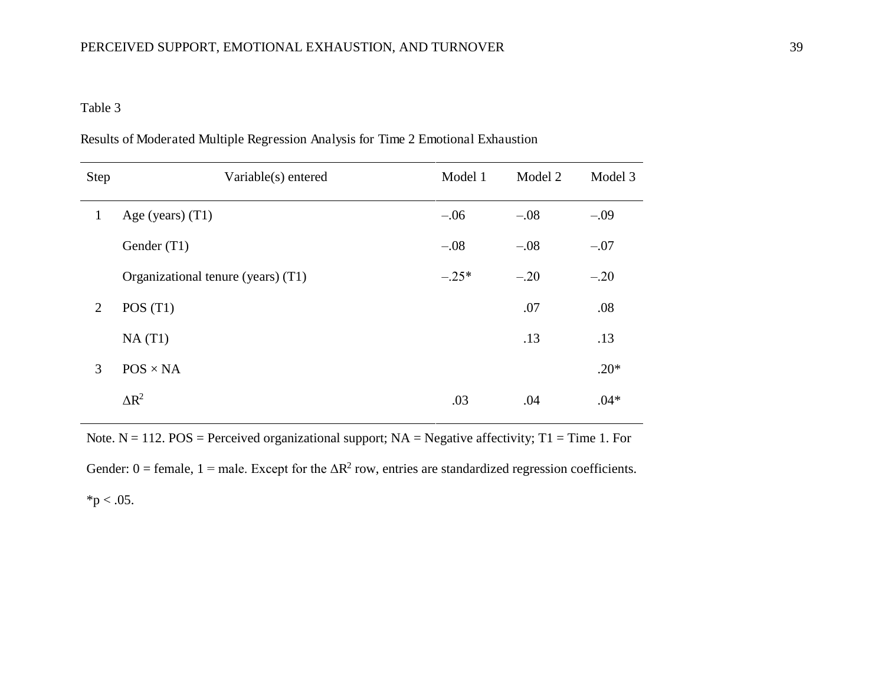Table 3

Results of Moderated Multiple Regression Analysis for Time 2 Emotional Exhaustion

| Step | Variable(s) entered | Model 1 | Model 2 | Model 3 |
|---|---|---|---|---|
| 1 | Age (years) (T1) | –.06 | –.08 | –.09 |
| | Gender (T1) | –.08 | –.08 | –.07 |
| | Organizational tenure (years) (T1) | –.25* | –.20 | –.20 |
| 2 | POS (T1) | | .07 | .08 |
| | NA (T1) | | .13 | .13 |
| 3 | POS × NA | | | .20* |
| | $\Delta R^2$ | .03 | .04 | .04* |

Note. N = 112. POS = Perceived organizational support; NA = Negative affectivity; T1 = Time 1. For Gender: 0 = female, 1 = male. Except for the $\Delta R^2$ row, entries are standardized regression coefficients. *$p < .05$.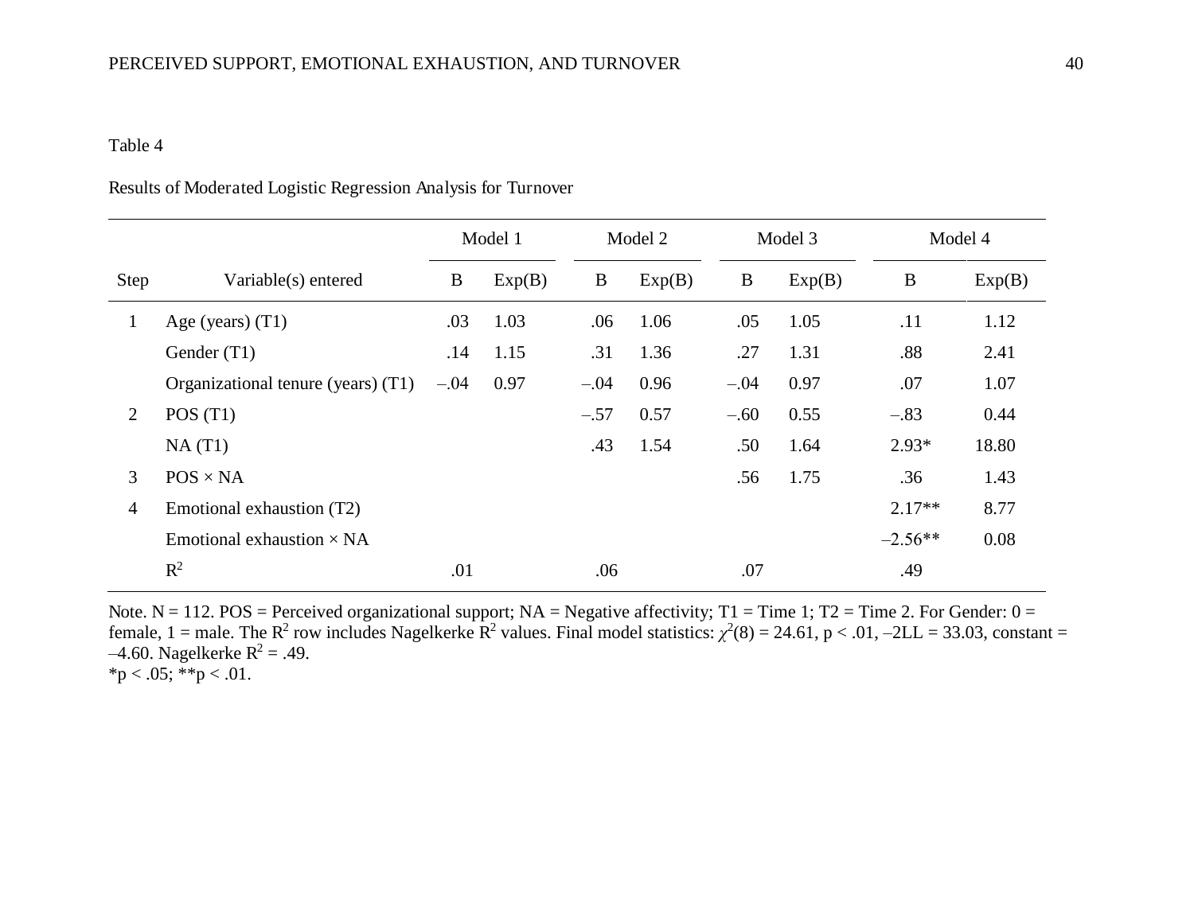Table 4

Results of Moderated Logistic Regression Analysis for Turnover

| Step | Variable(s) entered | Model 1 | | Model 2 | | Model 3 | | Model 4 | |
|---|---|---|---|---|---|---|---|---|---|
| | | B | Exp(B) | B | Exp(B) | B | Exp(B) | B | Exp(B) |
| 1 | Age (years) (T1) | .03 | 1.03 | .06 | 1.06 | .05 | 1.05 | .11 | 1.12 |
| | Gender (T1) | .14 | 1.15 | .31 | 1.36 | .27 | 1.31 | .88 | 2.41 |
| | Organizational tenure (years) (T1) | –.04 | 0.97 | –.04 | 0.96 | –.04 | 0.97 | .07 | 1.07 |
| 2 | POS (T1) | | | –.57 | 0.57 | –.60 | 0.55 | –.83 | 0.44 |
| | NA (T1) | | | .43 | 1.54 | .50 | 1.64 | 2.93* | 18.80 |
| 3 | POS × NA | | | | | .56 | 1.75 | .36 | 1.43 |
| 4 | Emotional exhaustion (T2) | | | | | | | 2.17** | 8.77 |
| | Emotional exhaustion × NA | | | | | | | –2.56** | 0.08 |
| | $R^2$ | .01 | | .06 | | .07 | | .49 | |

Note. N = 112. POS = Perceived organizational support; NA = Negative affectivity; T1 = Time 1; T2 = Time 2. For Gender: 0 = female, 1 = male. The $R^2$ row includes Nagelkerke $R^2$ values. Final model statistics: $\chi^2(8) = 24.61$, $p < .01$, –2LL = 33.03, constant = –4.60. Nagelkerke $R^2 = .49$.
*p < .05; **p < .01.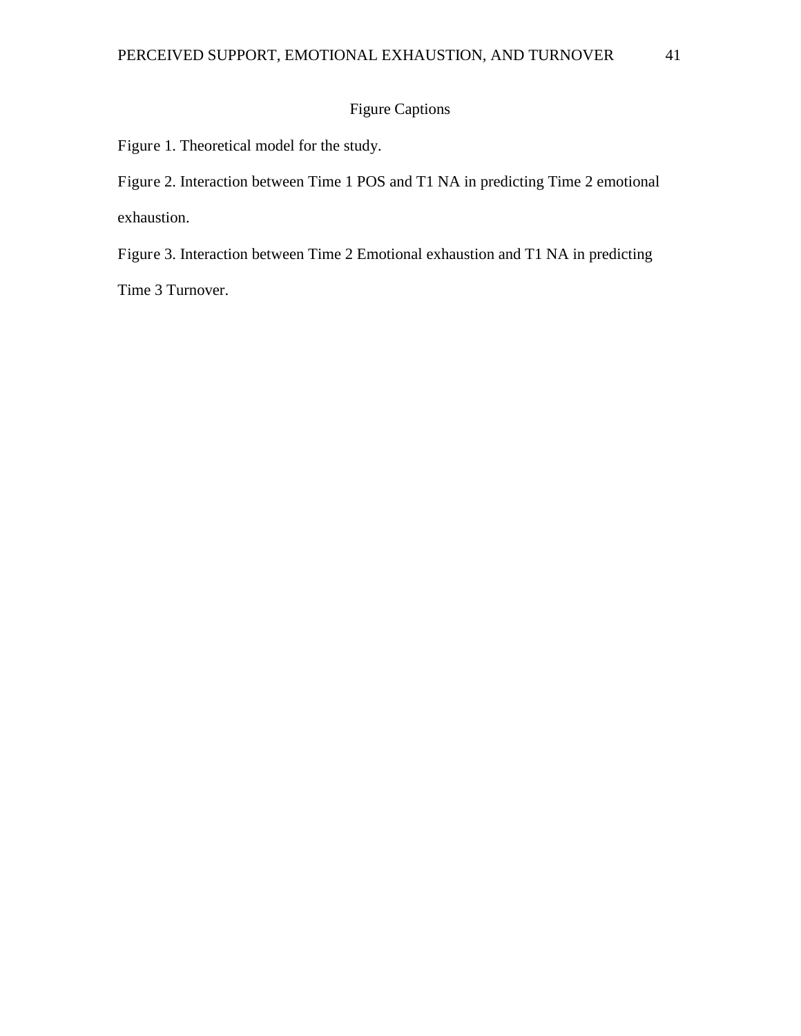# Figure Captions

Figure 1. Theoretical model for the study.

Figure 2. Interaction between Time 1 POS and T1 NA in predicting Time 2 emotional exhaustion.

Figure 3. Interaction between Time 2 Emotional exhaustion and T1 NA in predicting Time 3 Turnover.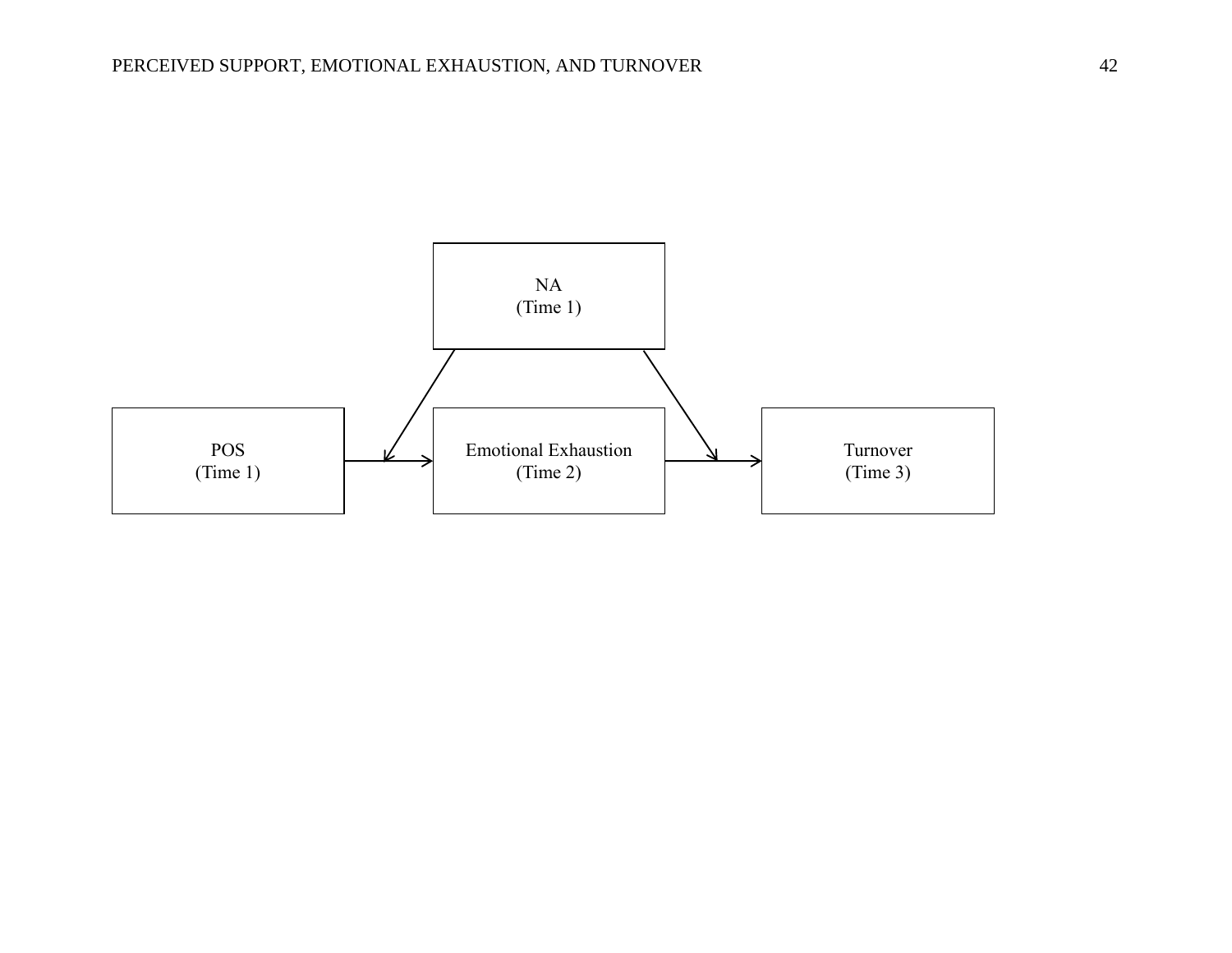NA
(Time 1)

POS
(Time 1)

Emotional Exhaustion
(Time 2)

Turnover
(Time 3)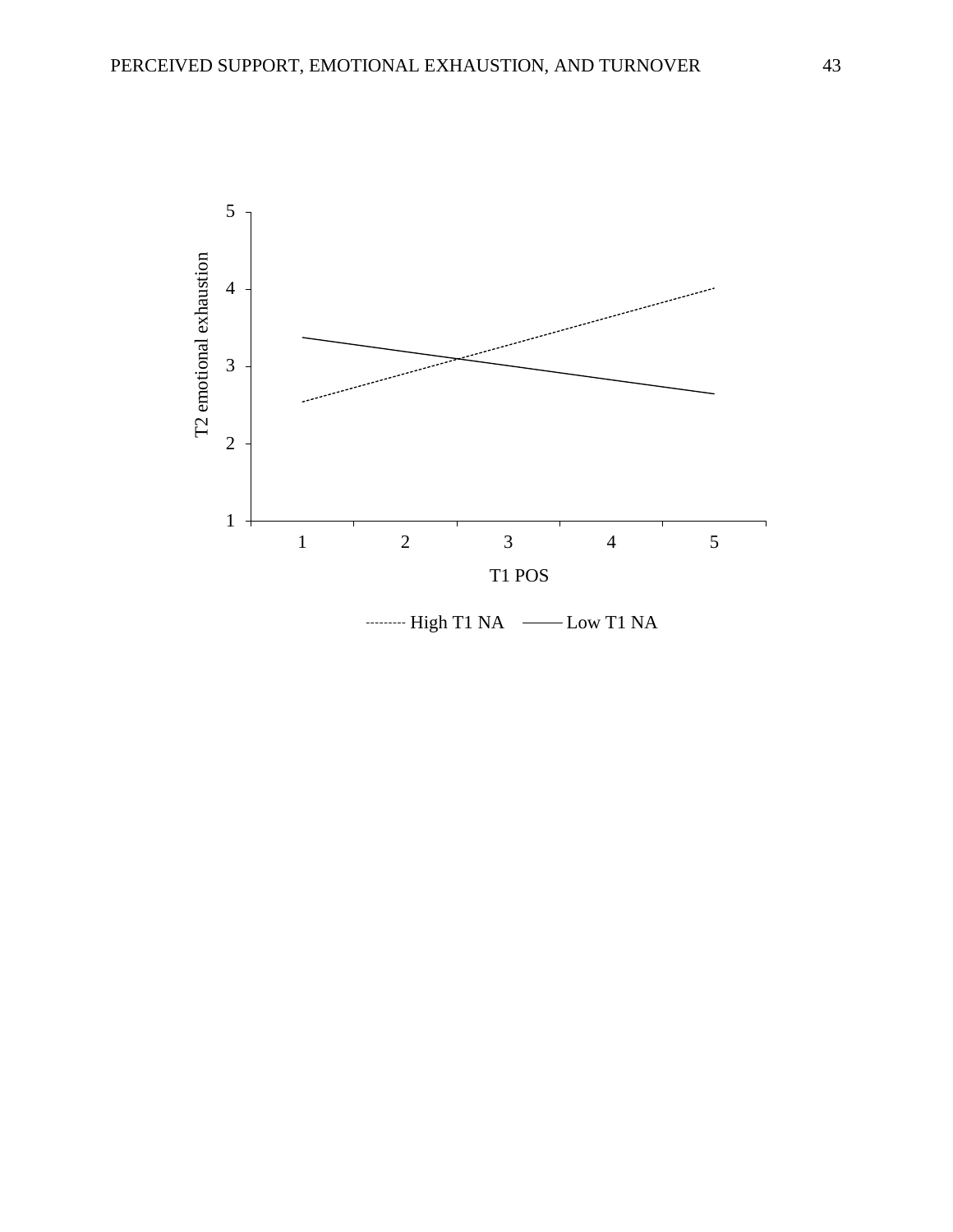T2 emotional exhaustion

T1 POS

High T1 NA — Low T1 NA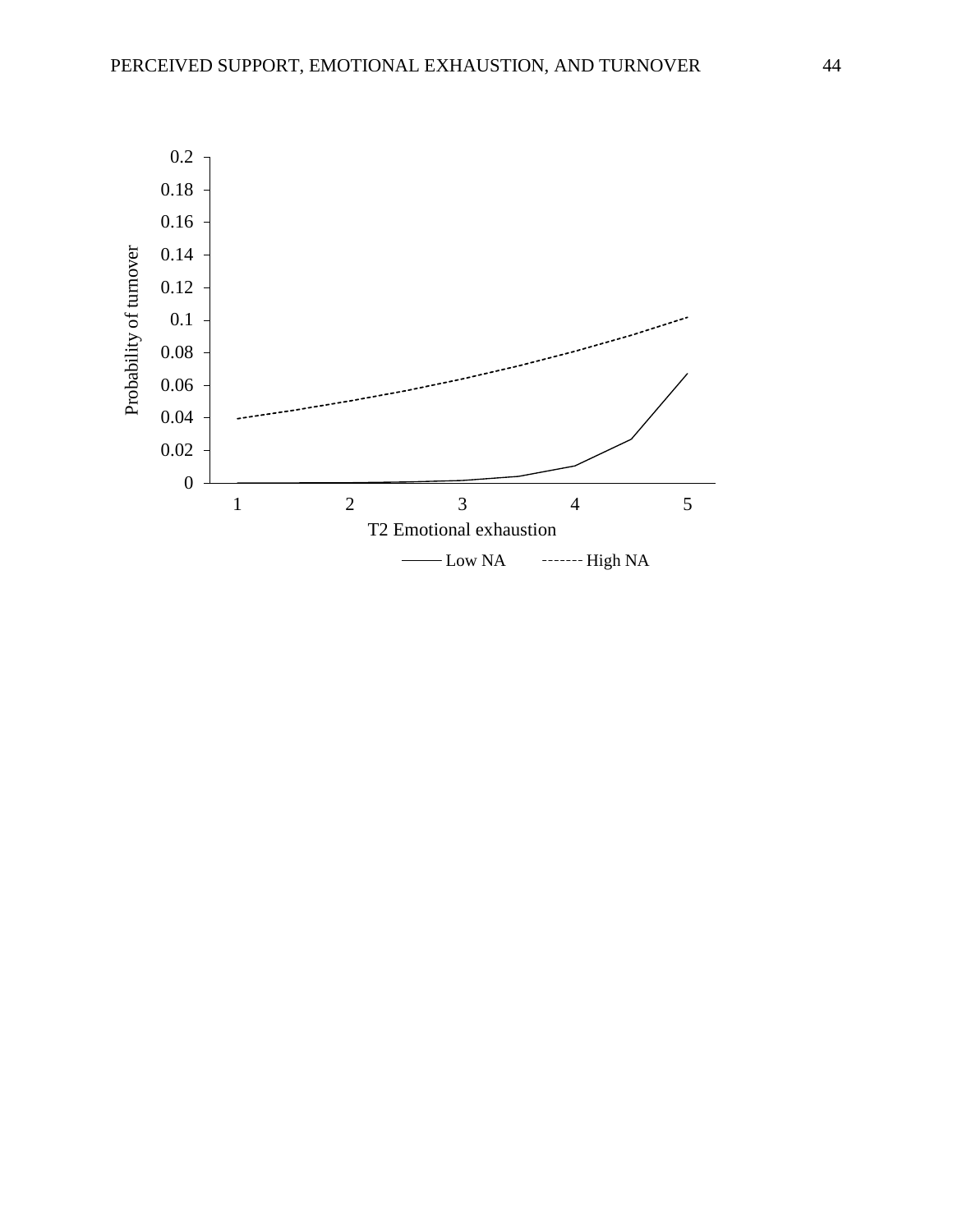0.2
0.18
0.16
0.14
0.12
0.1
0.08
0.06
0.04
0.02
0

Probability of turnover

1
2
3
4
5

T2 Emotional exhaustion

Low NA
High NA